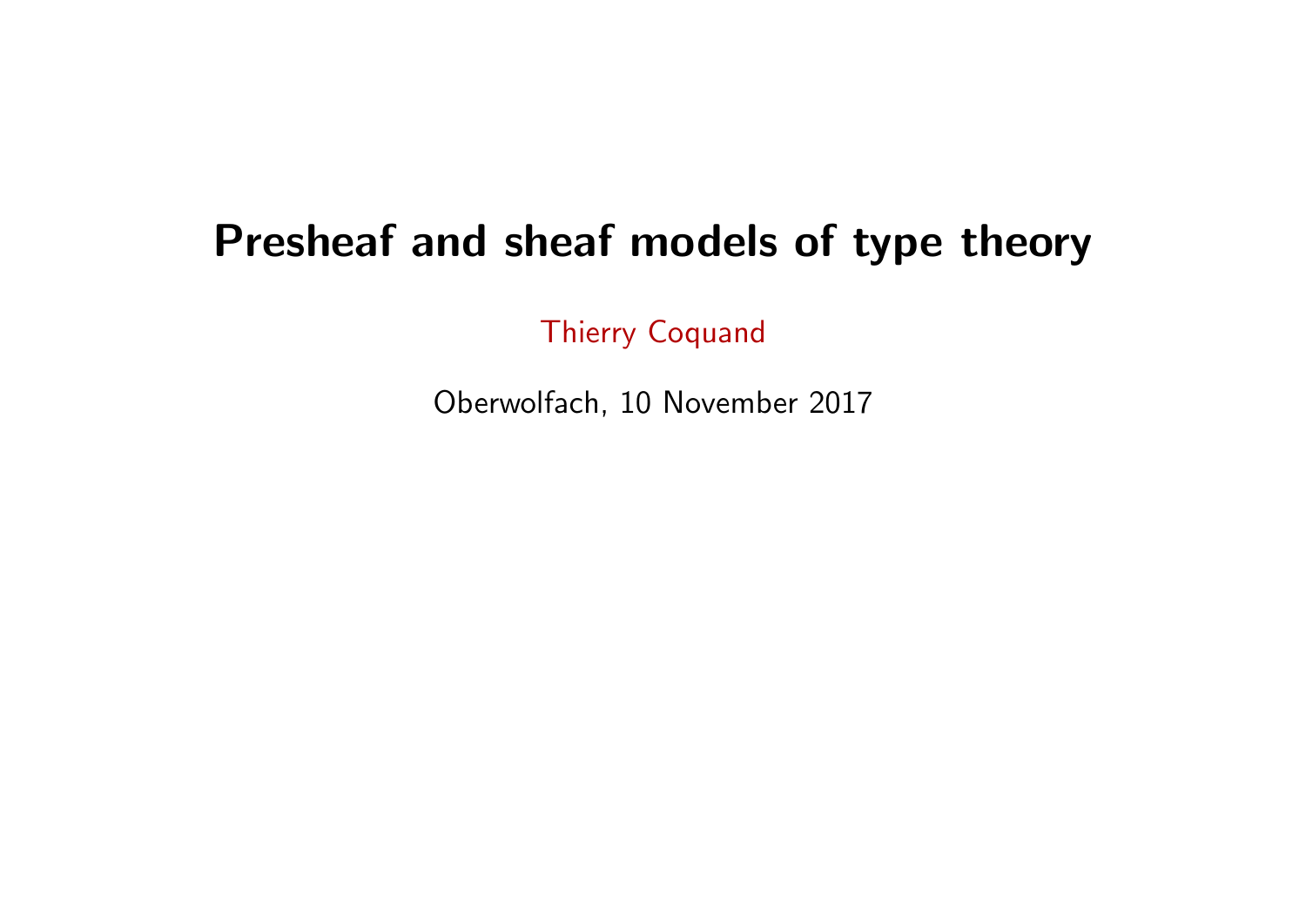# Presheaf and sheaf models of type theory

Thierry Coquand

Oberwolfach, 10 November 2017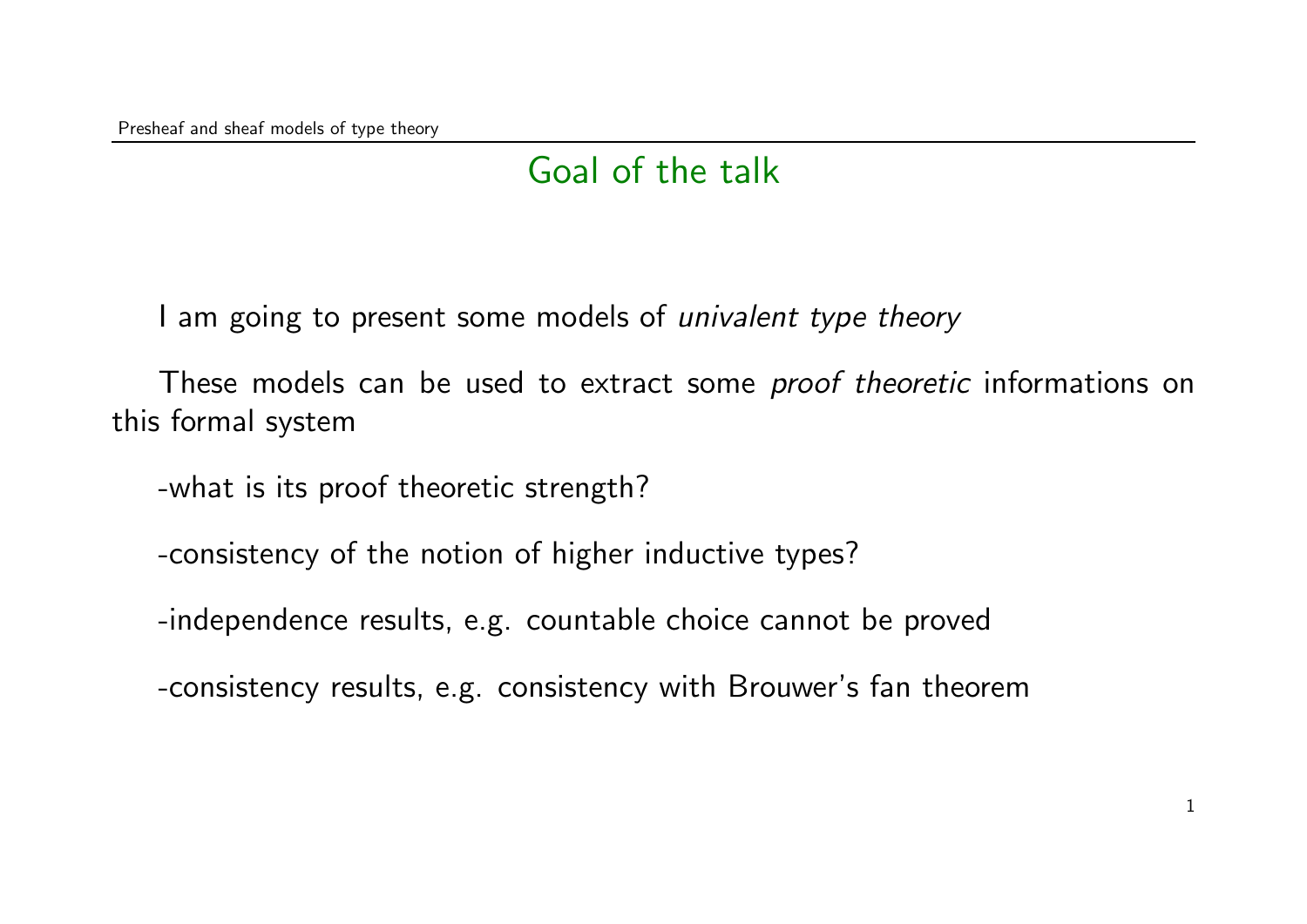## Goal of the talk

I am going to present some models of *univalent type theory*

These models can be used to extract some *proof theoretic* informations on this formal system

-what is its proof theoretic strength?

-consistency of the notion of higher inductive types?

-independence results, e.g. countable choice cannot be proved

-consistency results, e.g. consistency with Brouwer's fan theorem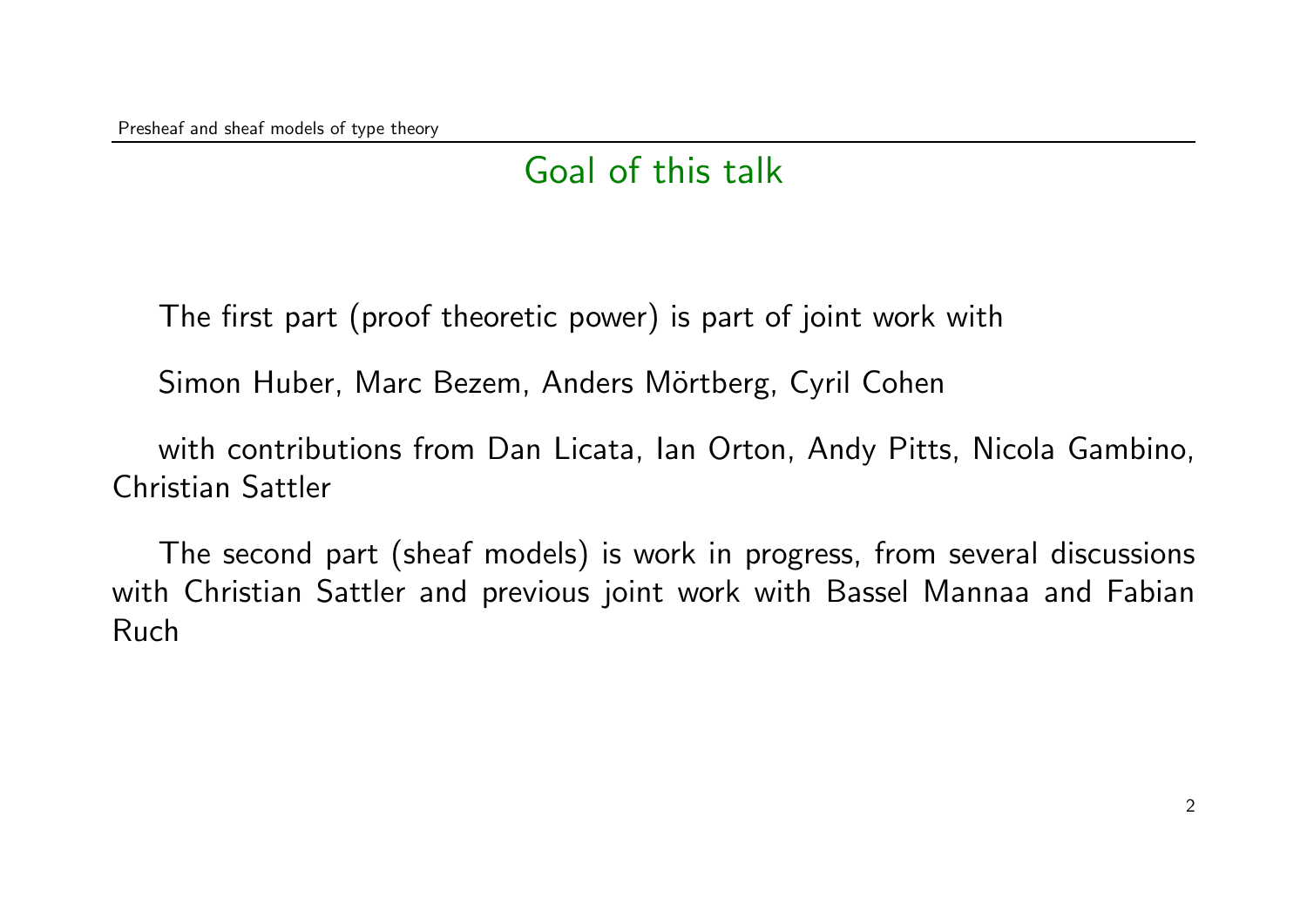## Goal of this talk

The first part (proof theoretic power) is part of joint work with

Simon Huber, Marc Bezem, Anders Mörtberg, Cyril Cohen

with contributions from Dan Licata, Ian Orton, Andy Pitts, Nicola Gambino, Christian Sattler

The second part (sheaf models) is work in progress, from several discussions with Christian Sattler and previous joint work with Bassel Mannaa and Fabian Ruch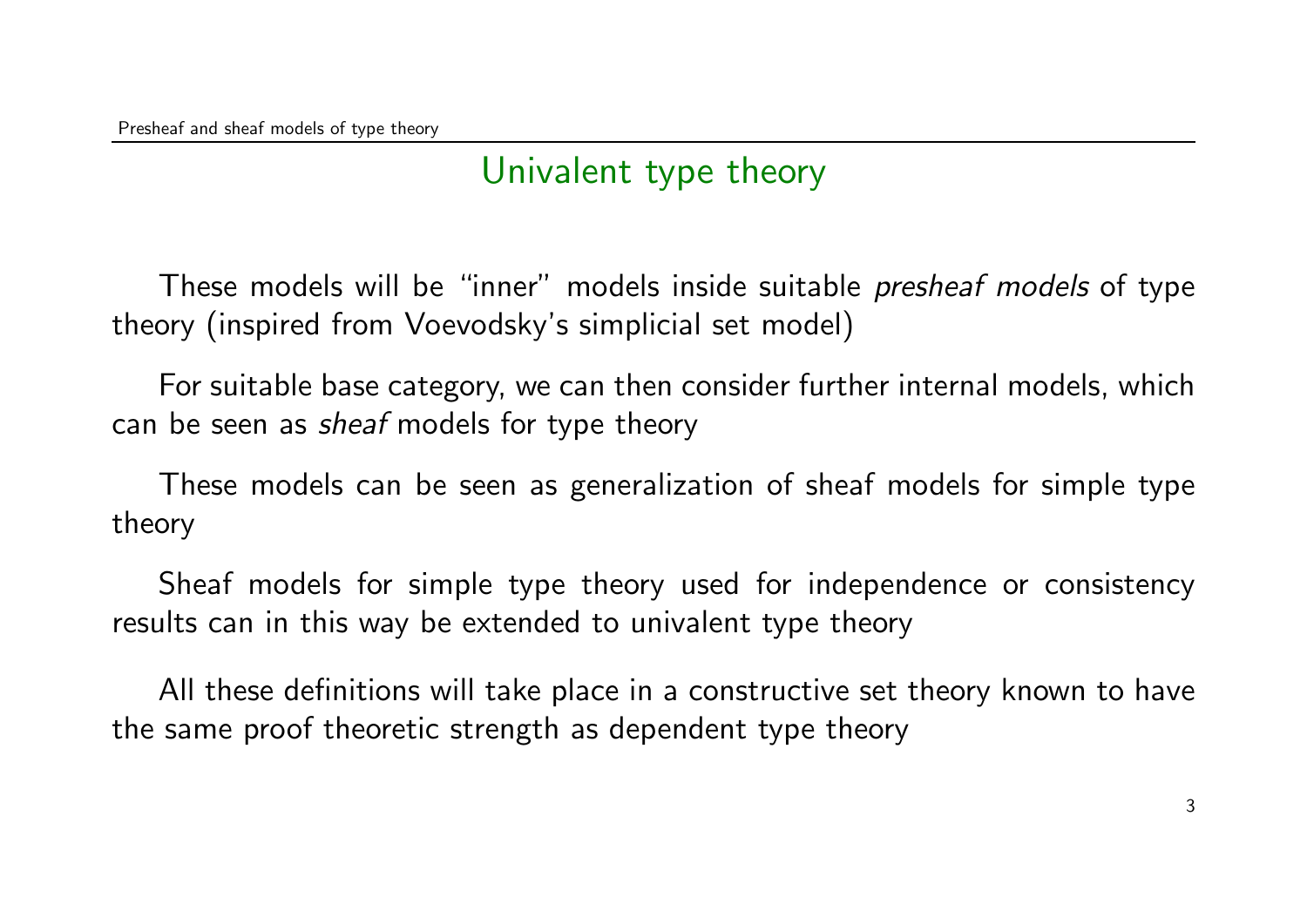## Univalent type theory

These models will be "inner" models inside suitable *presheaf models* of type theory (inspired from Voevodsky's simplicial set model)

For suitable base category, we can then consider further internal models, which can be seen as *sheaf* models for type theory

These models can be seen as generalization of sheaf models for simple type theory

Sheaf models for simple type theory used for independence or consistency results can in this way be extended to univalent type theory

All these definitions will take place in a constructive set theory known to have the same proof theoretic strength as dependent type theory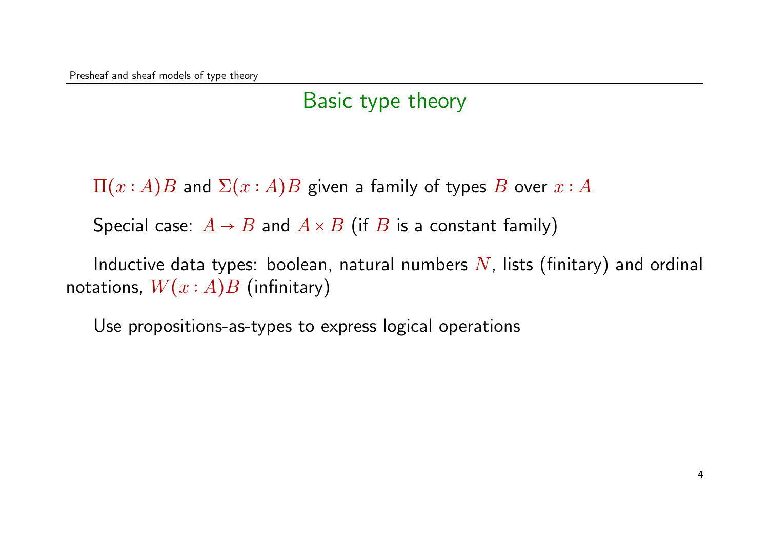## Basic type theory

$\Pi(x : A)B$ and $\Sigma(x : A)B$ given a family of types $B$ over $x : A$

Special case: $A \to B$ and $A \times B$ (if $B$ is a constant family)

Inductive data types: boolean, natural numbers $N$, lists (finitary) and ordinal notations, $W(x : A)B$ (infinitary)

Use propositions-as-types to express logical operations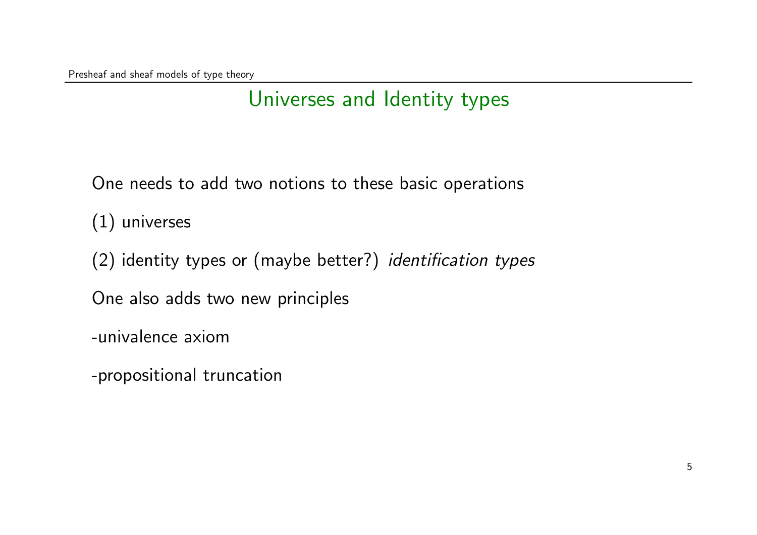## Universes and Identity types

One needs to add two notions to these basic operations

(1) universes

(2) identity types or (maybe better?) *identification types*

One also adds two new principles

-univalence axiom

-propositional truncation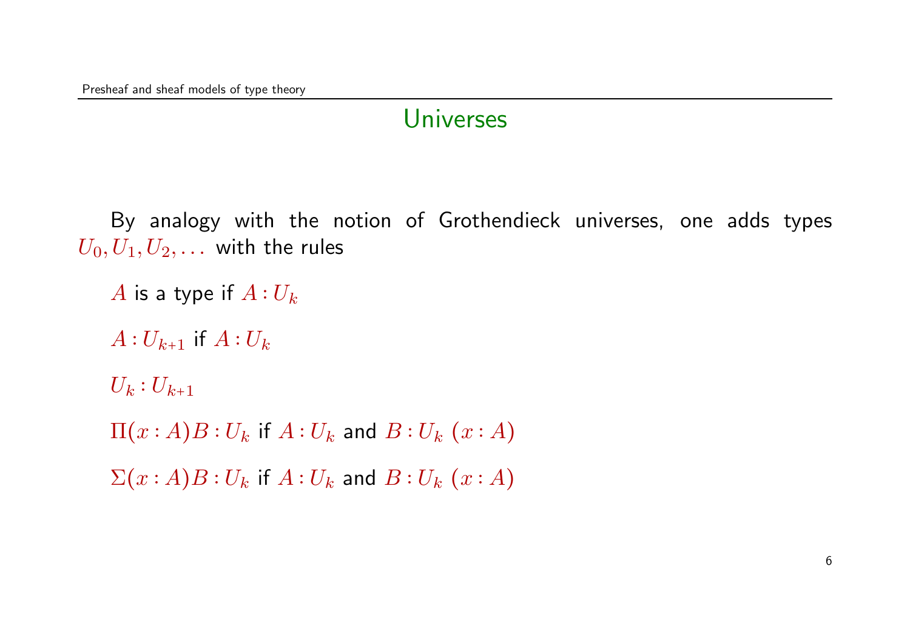## Universes

By analogy with the notion of Grothendieck universes, one adds types $U_0, U_1, U_2, \ldots$ with the rules

$A$ is a type if $A : U_k$

$A : U_{k+1}$ if $A : U_k$

$U_k : U_{k+1}$

$\Pi(x : A)B : U_k$ if $A : U_k$ and $B : U_k\ (x : A)$

$\Sigma(x : A)B : U_k$ if $A : U_k$ and $B : U_k\ (x : A)$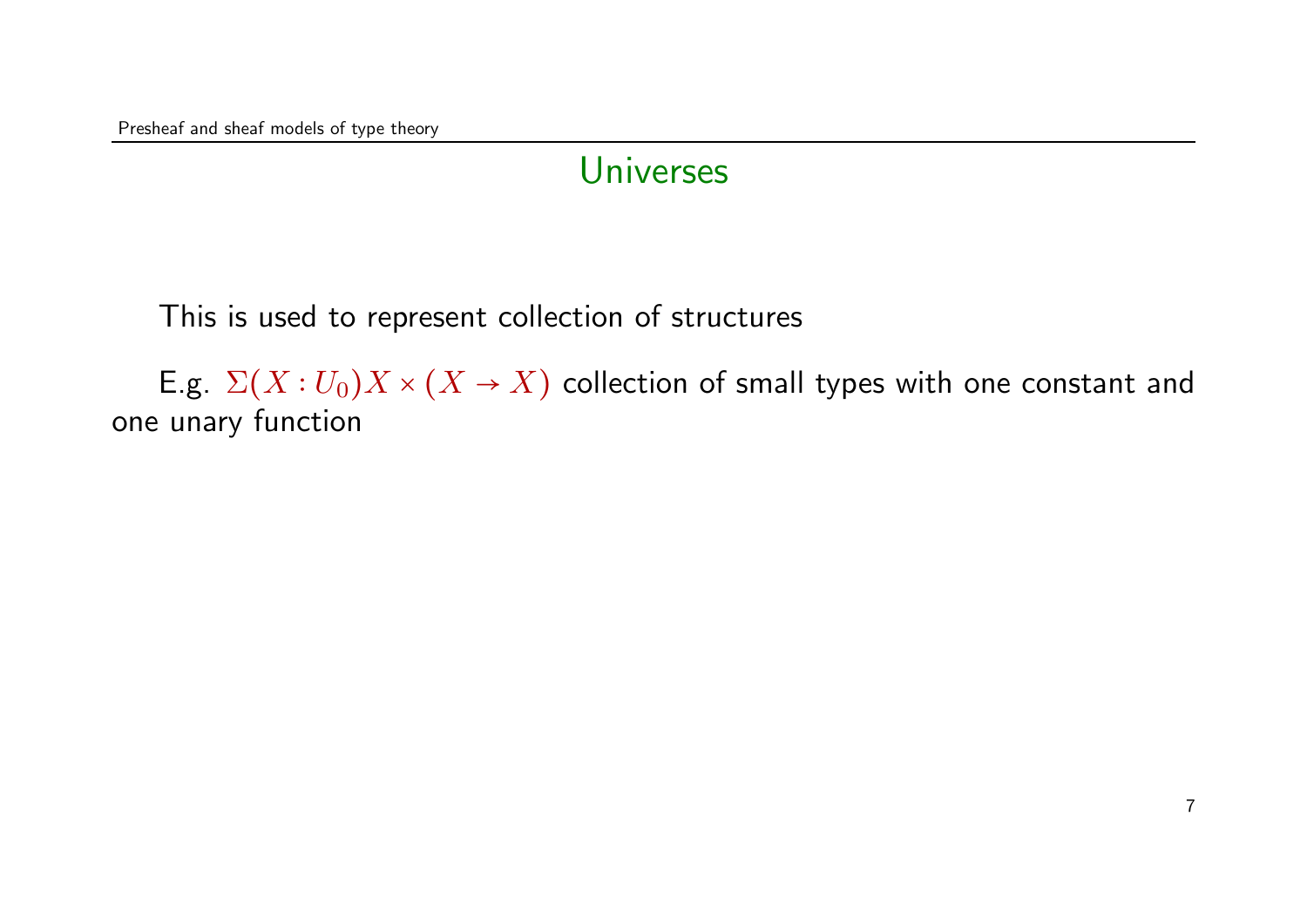## Universes

This is used to represent collection of structures

E.g. $\Sigma(X : U_0)X \times (X \to X)$ collection of small types with one constant and one unary function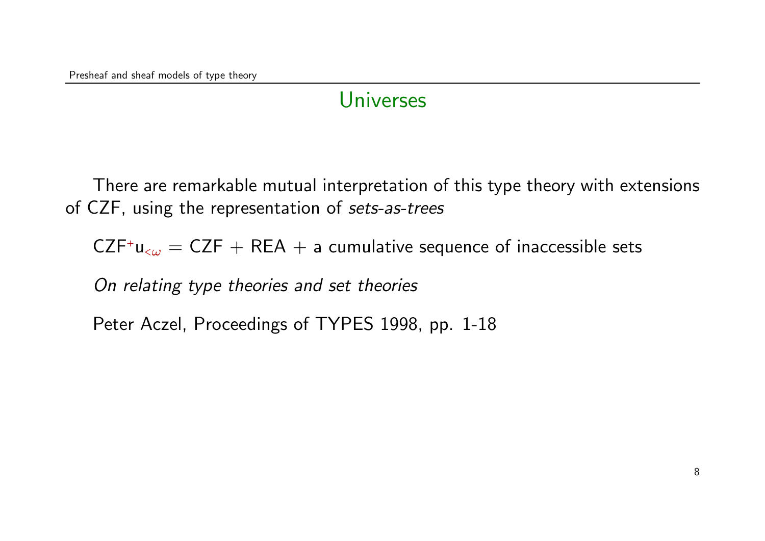## Universes

There are remarkable mutual interpretation of this type theory with extensions of CZF, using the representation of *sets-as-trees*

$\mathsf{CZF}^{+}\mathsf{u}_{<\omega} = \mathsf{CZF} + \mathsf{REA} +$ a cumulative sequence of inaccessible sets

*On relating type theories and set theories*

Peter Aczel, Proceedings of TYPES 1998, pp. 1-18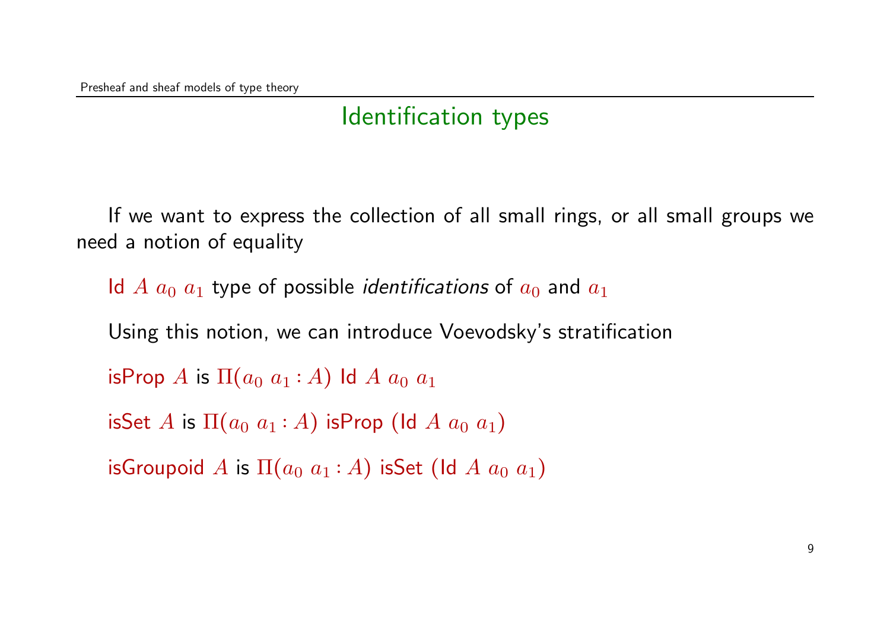## Identification types

If we want to express the collection of all small rings, or all small groups we need a notion of equality

Id $A$ $a_0$ $a_1$ type of possible *identifications* of $a_0$ and $a_1$

Using this notion, we can introduce Voevodsky's stratification

isProp $A$ is $\Pi(a_0\ a_1 : A)$ Id $A$ $a_0$ $a_1$

isSet $A$ is $\Pi(a_0\ a_1 : A)$ isProp (Id $A$ $a_0$ $a_1$)

isGroupoid $A$ is $\Pi(a_0\ a_1 : A)$ isSet (Id $A$ $a_0$ $a_1$)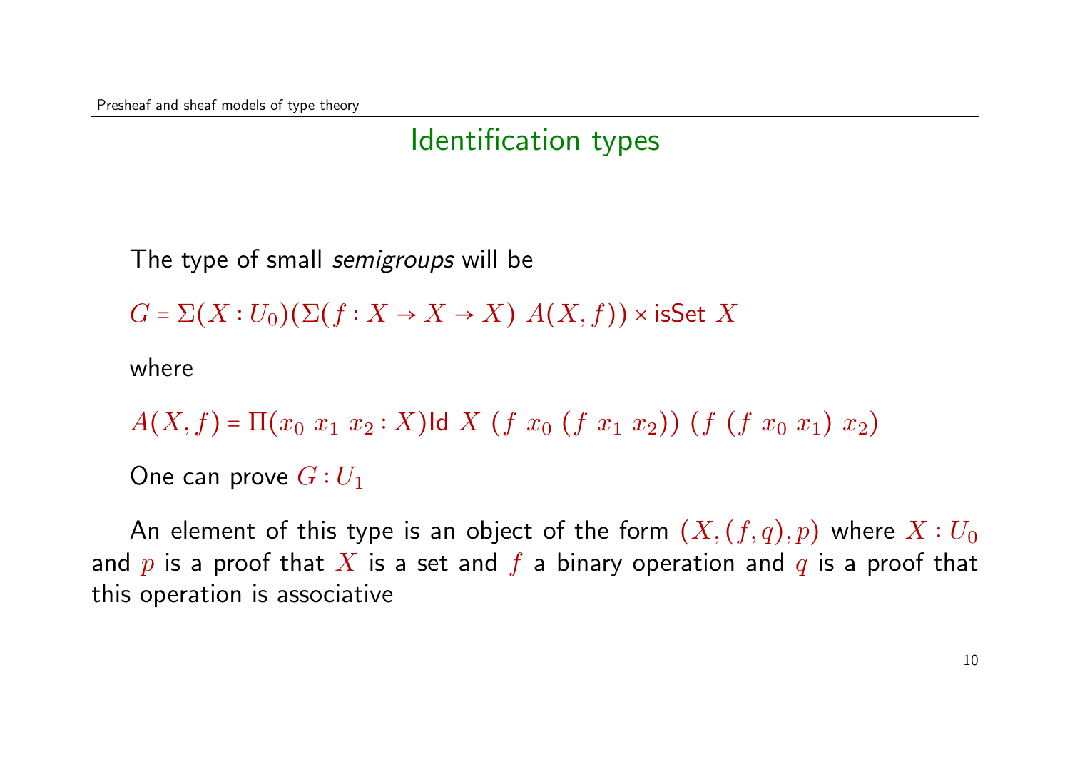## Identification types

The type of small *semigroups* will be

$$G = \Sigma(X : U_0)(\Sigma(f : X \to X \to X)\ A(X, f)) \times \mathsf{isSet}\ X$$

where

$$A(X, f) = \Pi(x_0\ x_1\ x_2 : X)\mathsf{Id}\ X\ (f\ x_0\ (f\ x_1\ x_2))\ (f\ (f\ x_0\ x_1)\ x_2)$$

One can prove $G : U_1$

An element of this type is an object of the form $(X, (f, q), p)$ where $X : U_0$ and $p$ is a proof that $X$ is a set and $f$ a binary operation and $q$ is a proof that this operation is associative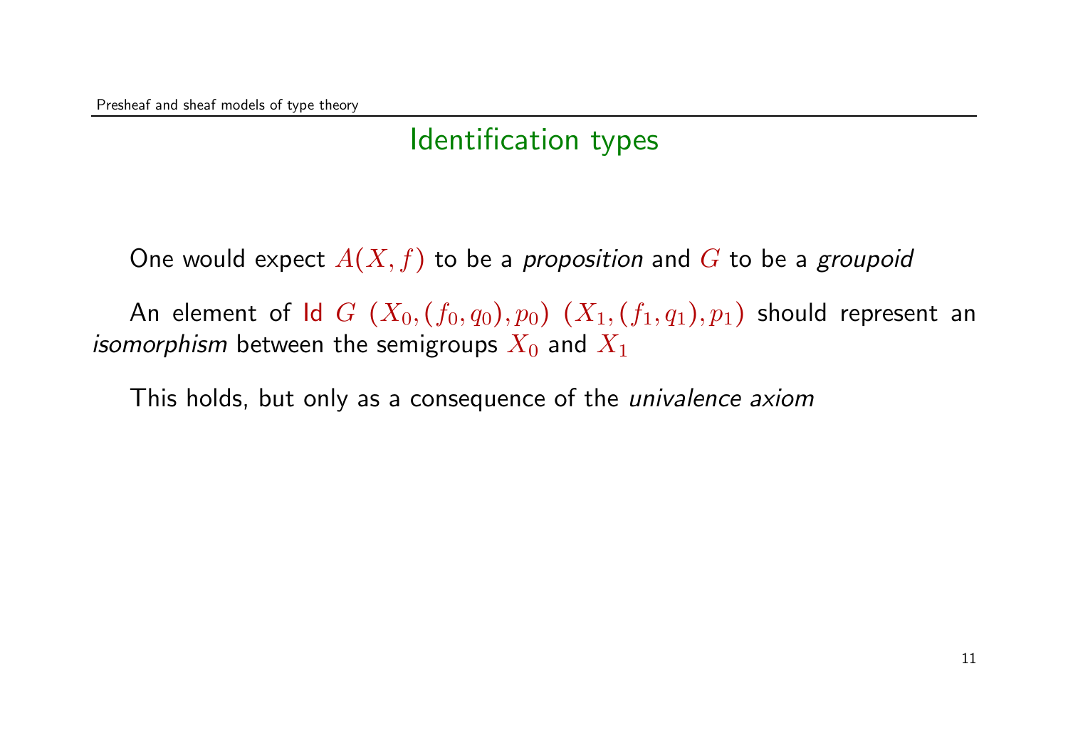## Identification types

One would expect $A(X, f)$ to be a *proposition* and $G$ to be a *groupoid*

An element of $\mathsf{Id}\ G\ (X_0, (f_0, q_0), p_0)\ (X_1, (f_1, q_1), p_1)$ should represent an *isomorphism* between the semigroups $X_0$ and $X_1$

This holds, but only as a consequence of the *univalence axiom*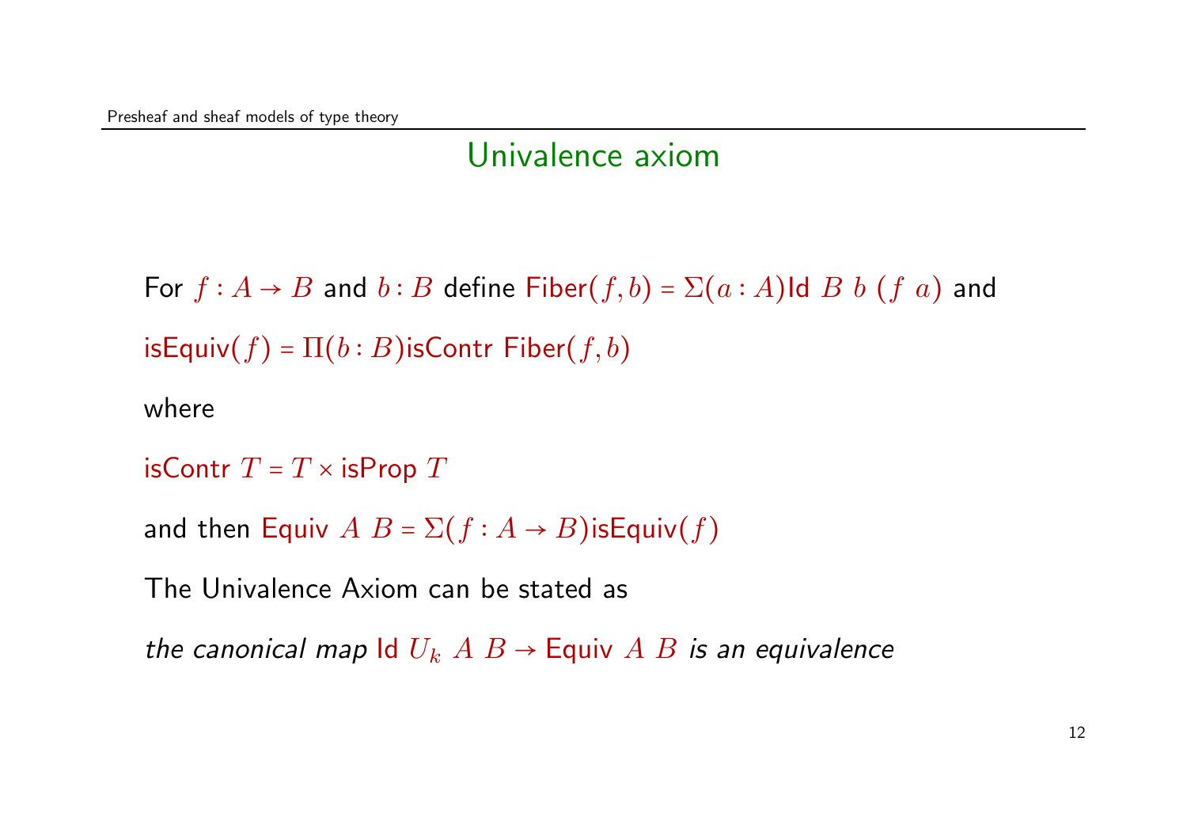## Univalence axiom

For $f : A \to B$ and $b : B$ define $\mathsf{Fiber}(f,b) = \Sigma(a : A)\mathsf{Id}\ B\ b\ (f\ a)$ and

$\mathsf{isEquiv}(f) = \Pi(b : B)\mathsf{isContr}\ \mathsf{Fiber}(f,b)$

where

$\mathsf{isContr}\ T = T \times \mathsf{isProp}\ T$

and then $\mathsf{Equiv}\ A\ B = \Sigma(f : A \to B)\mathsf{isEquiv}(f)$

The Univalence Axiom can be stated as

*the canonical map* $\mathsf{Id}\ U_k\ A\ B \to \mathsf{Equiv}\ A\ B$ *is an equivalence*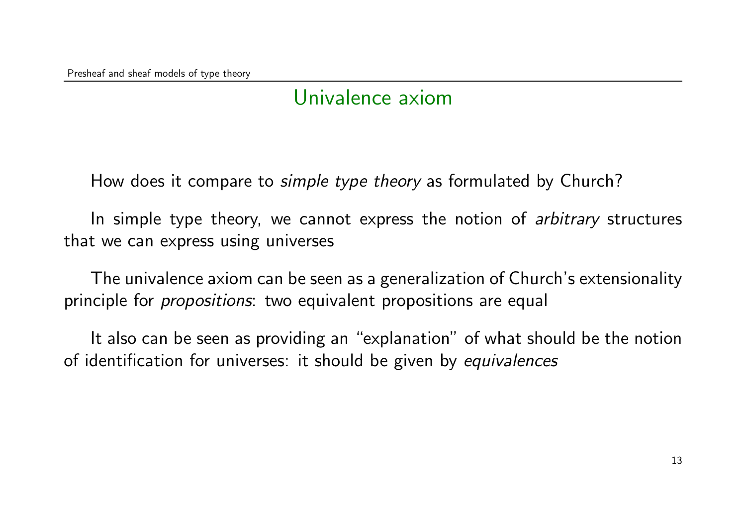## Univalence axiom

How does it compare to *simple type theory* as formulated by Church?

In simple type theory, we cannot express the notion of *arbitrary* structures that we can express using universes

The univalence axiom can be seen as a generalization of Church's extensionality principle for *propositions*: two equivalent propositions are equal

It also can be seen as providing an "explanation" of what should be the notion of identification for universes: it should be given by *equivalences*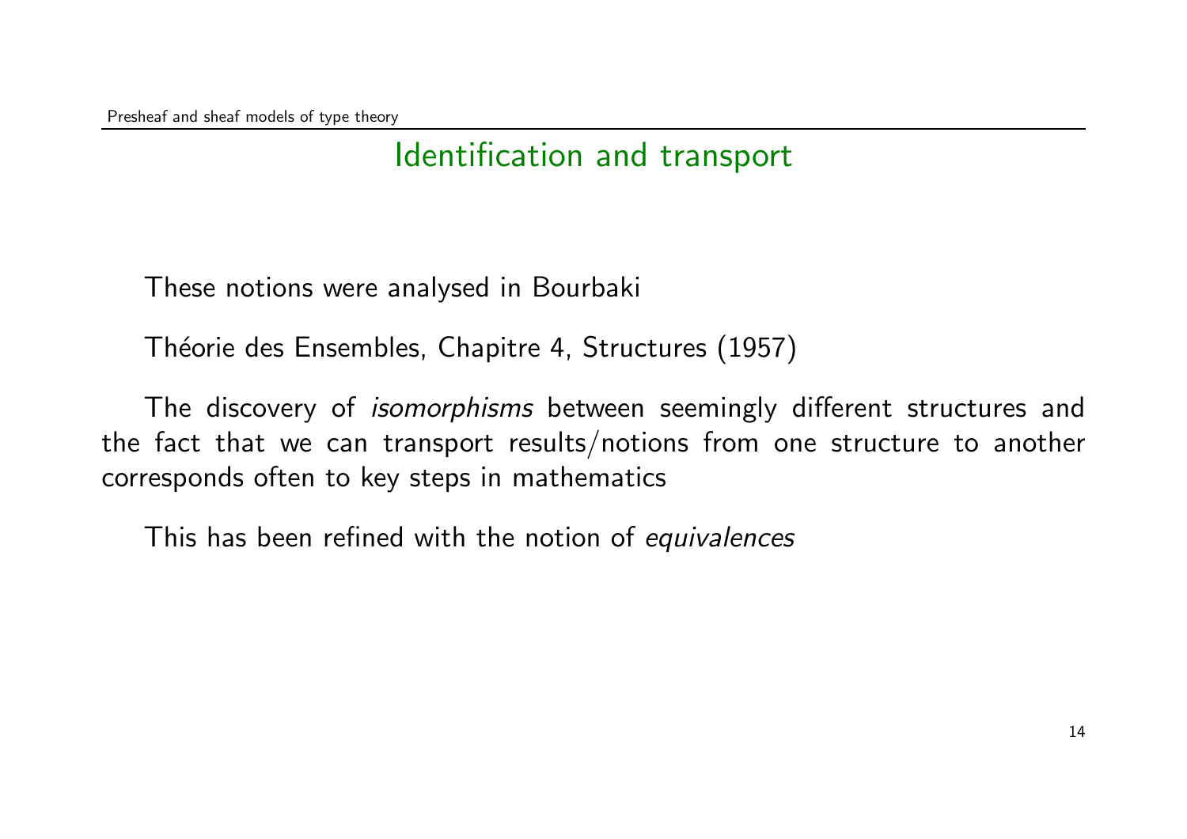## Identification and transport

These notions were analysed in Bourbaki

Théorie des Ensembles, Chapitre 4, Structures (1957)

The discovery of *isomorphisms* between seemingly different structures and the fact that we can transport results/notions from one structure to another corresponds often to key steps in mathematics

This has been refined with the notion of *equivalences*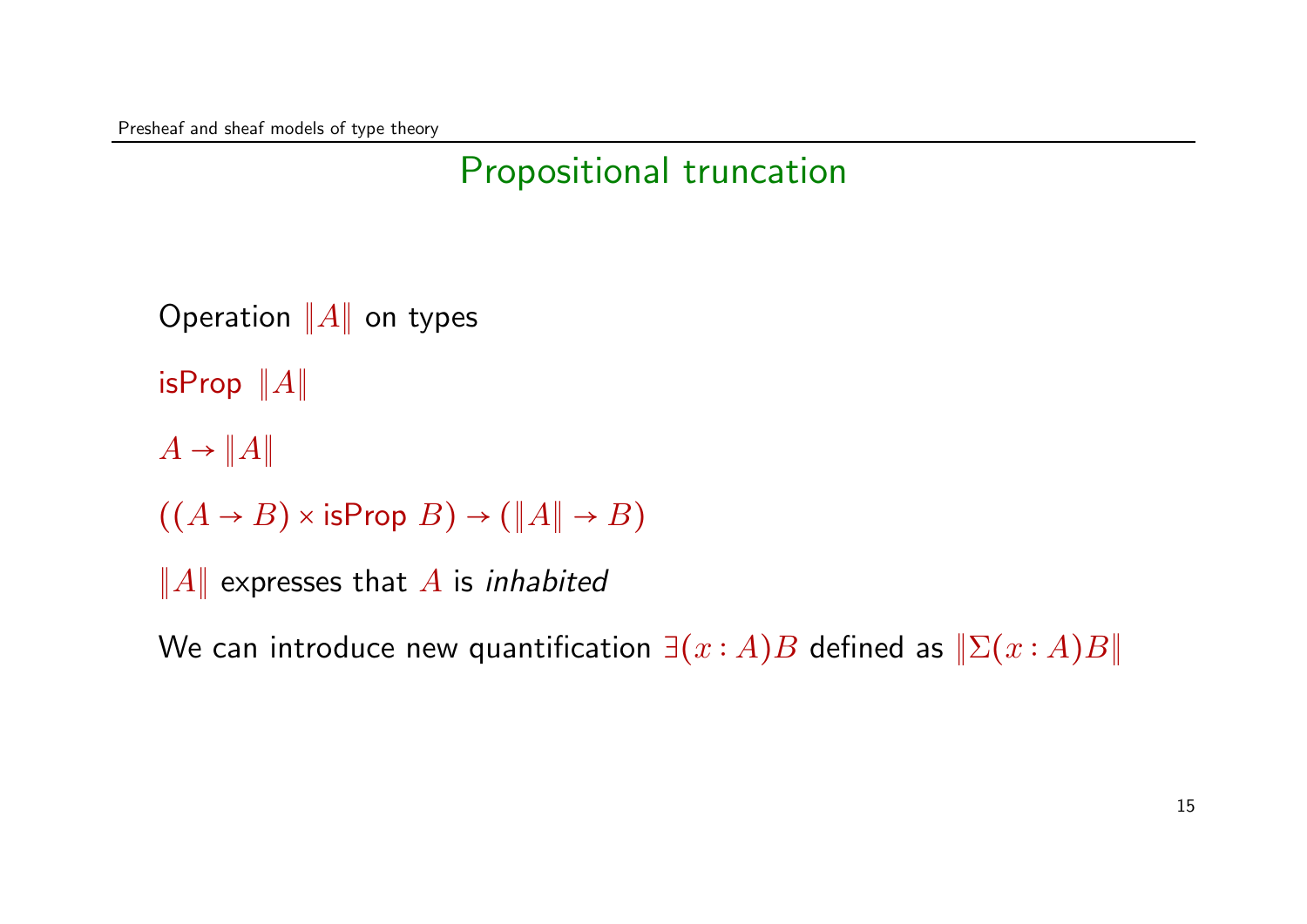# Propositional truncation

Operation $\|A\|$ on types

$\mathsf{isProp}\ \|A\|$

$A \to \|A\|$

$((A \to B) \times \mathsf{isProp}\ B) \to (\|A\| \to B)$

$\|A\|$ expresses that $A$ is *inhabited*

We can introduce new quantification $\exists (x : A) B$ defined as $\|\Sigma (x : A) B\|$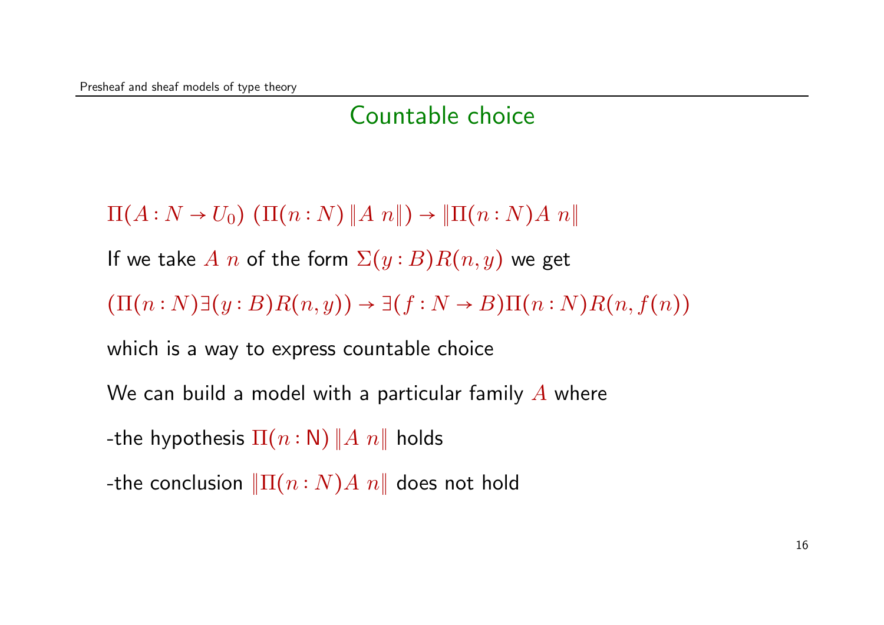## Countable choice

$\Pi(A : N \to U_0)\ (\Pi(n : N)\ \|A\ n\|) \to \|\Pi(n : N) A\ n\|$

If we take $A\ n$ of the form $\Sigma(y : B) R(n, y)$ we get

$(\Pi(n : N) \exists (y : B) R(n, y)) \to \exists (f : N \to B) \Pi(n : N) R(n, f(n))$

which is a way to express countable choice

We can build a model with a particular family $A$ where

-the hypothesis $\Pi(n : \mathsf{N})\ \|A\ n\|$ holds

-the conclusion $\|\Pi(n : N) A\ n\|$ does not hold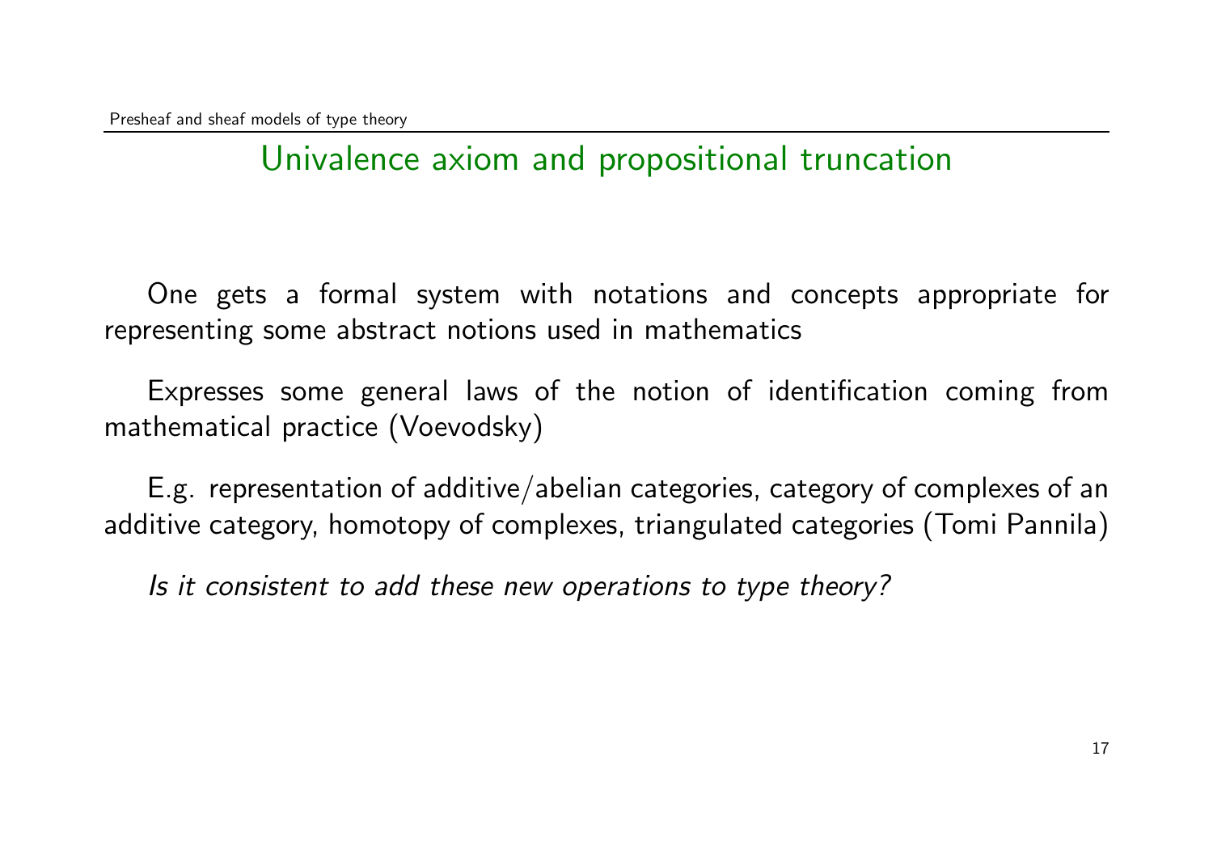## Univalence axiom and propositional truncation

One gets a formal system with notations and concepts appropriate for representing some abstract notions used in mathematics

Expresses some general laws of the notion of identification coming from mathematical practice (Voevodsky)

E.g. representation of additive/abelian categories, category of complexes of an additive category, homotopy of complexes, triangulated categories (Tomi Pannila)

*Is it consistent to add these new operations to type theory?*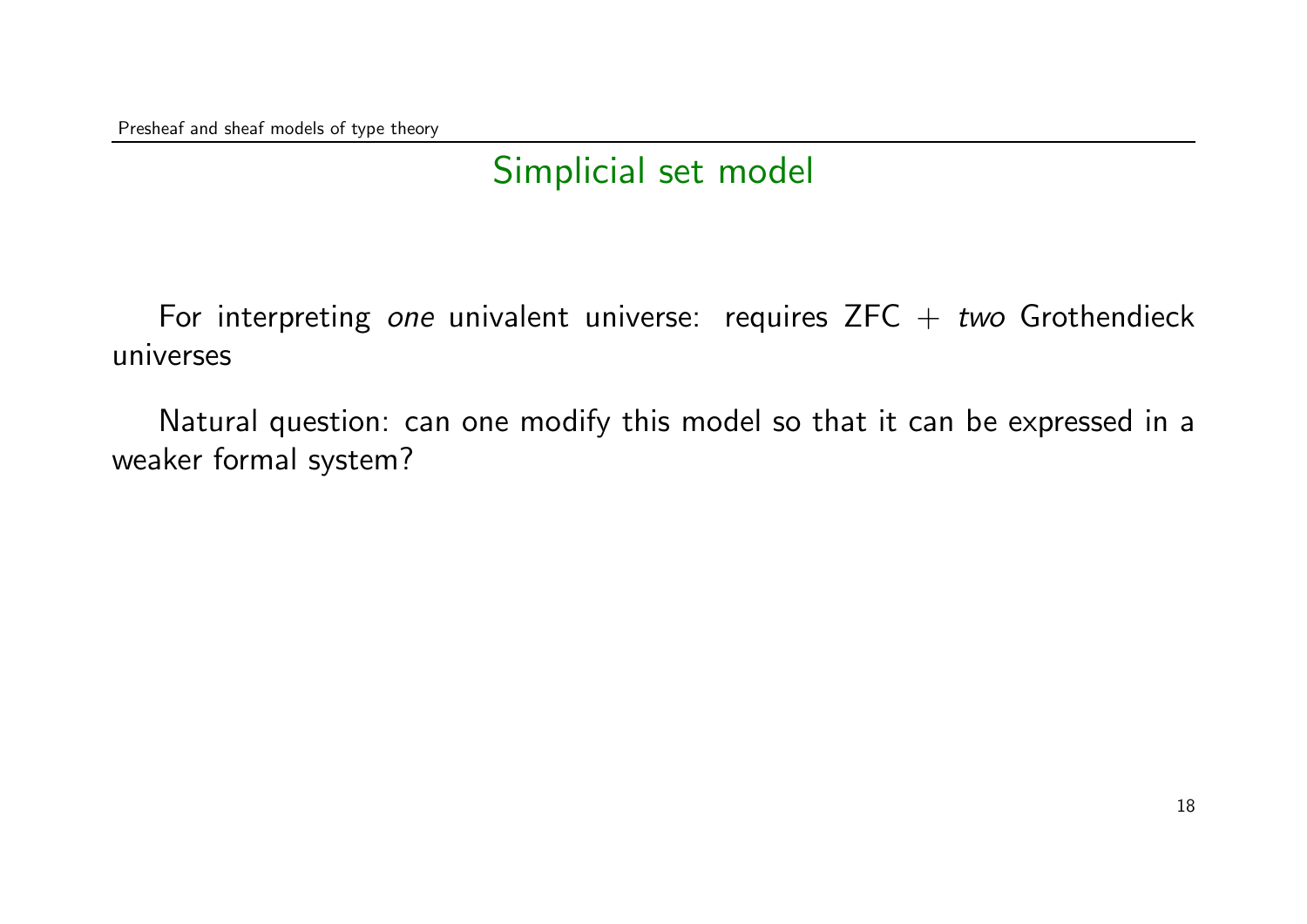## Simplicial set model

For interpreting *one* univalent universe: requires ZFC + *two* Grothendieck universes

Natural question: can one modify this model so that it can be expressed in a weaker formal system?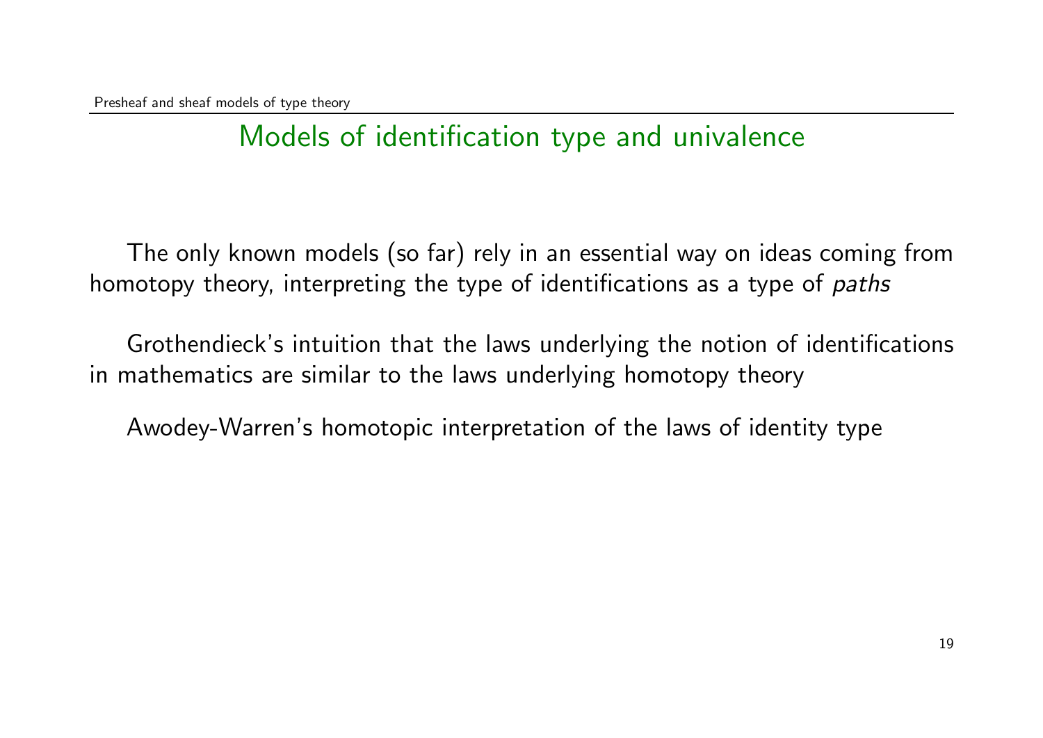## Models of identification type and univalence

The only known models (so far) rely in an essential way on ideas coming from homotopy theory, interpreting the type of identifications as a type of *paths*

Grothendieck's intuition that the laws underlying the notion of identifications in mathematics are similar to the laws underlying homotopy theory

Awodey-Warren's homotopic interpretation of the laws of identity type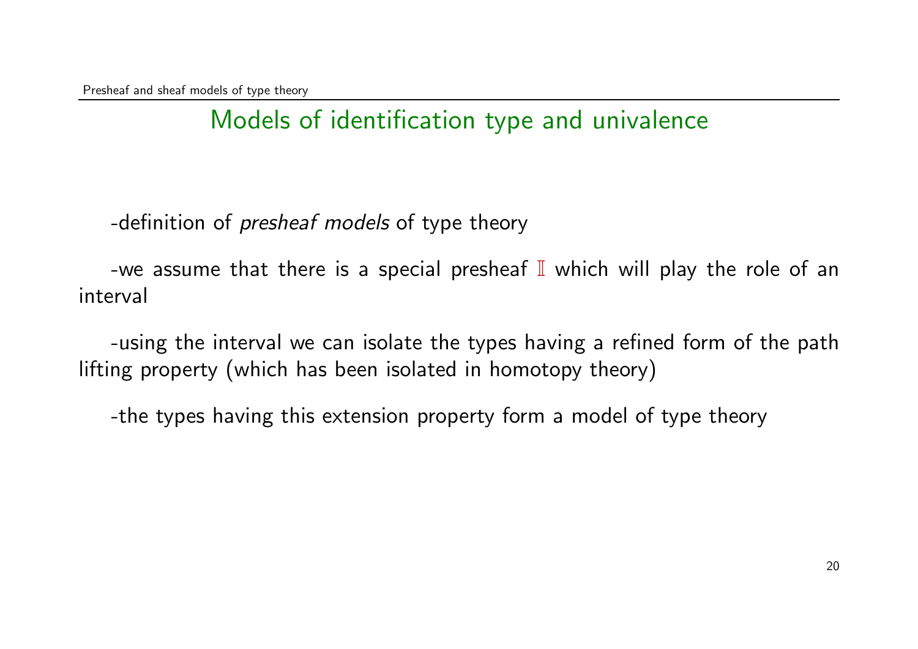## Models of identification type and univalence

-definition of *presheaf models* of type theory

-we assume that there is a special presheaf $\mathbb{I}$ which will play the role of an interval

-using the interval we can isolate the types having a refined form of the path lifting property (which has been isolated in homotopy theory)

-the types having this extension property form a model of type theory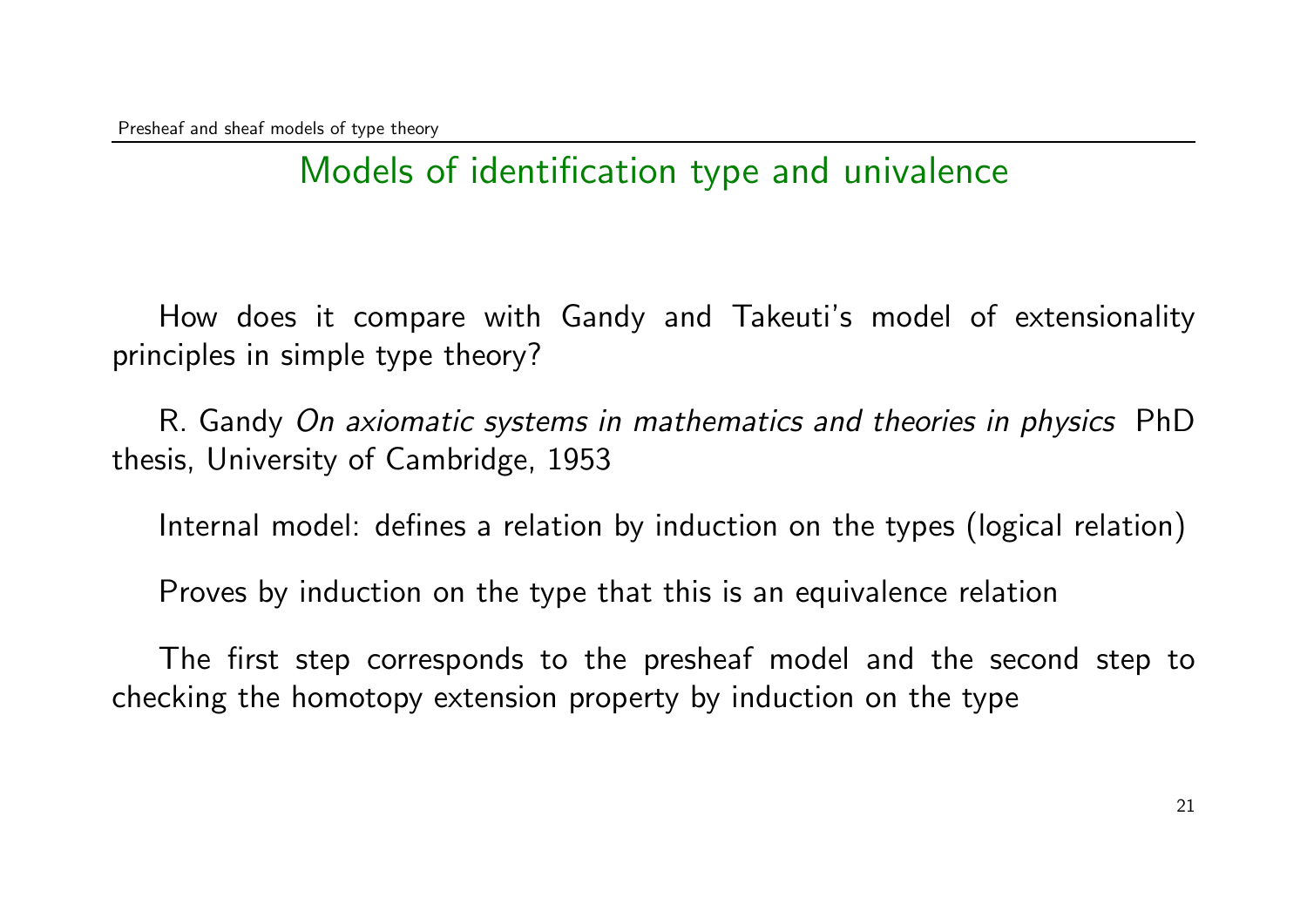## Models of identification type and univalence

How does it compare with Gandy and Takeuti's model of extensionality principles in simple type theory?

R. Gandy *On axiomatic systems in mathematics and theories in physics* PhD thesis, University of Cambridge, 1953

Internal model: defines a relation by induction on the types (logical relation)

Proves by induction on the type that this is an equivalence relation

The first step corresponds to the presheaf model and the second step to checking the homotopy extension property by induction on the type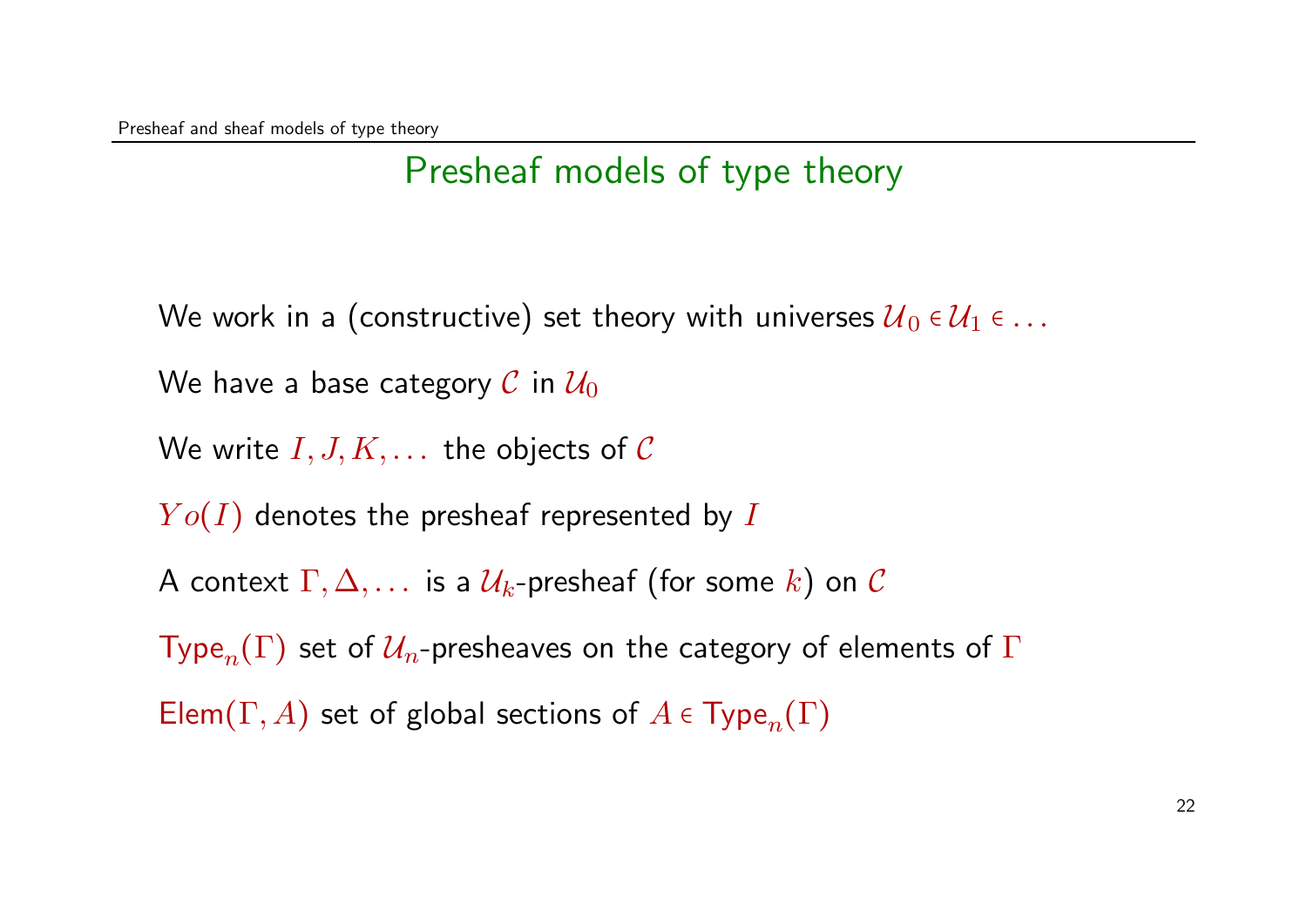## Presheaf models of type theory

We work in a (constructive) set theory with universes $\mathcal{U}_0 \in \mathcal{U}_1 \in \dots$

We have a base category $\mathcal{C}$ in $\mathcal{U}_0$

We write $I, J, K, \dots$ the objects of $\mathcal{C}$

$Yo(I)$ denotes the presheaf represented by $I$

A context $\Gamma, \Delta, \dots$ is a $\mathcal{U}_k$-presheaf (for some $k$) on $\mathcal{C}$

$\mathsf{Type}_n(\Gamma)$ set of $\mathcal{U}_n$-presheaves on the category of elements of $\Gamma$

$\mathsf{Elem}(\Gamma, A)$ set of global sections of $A \in \mathsf{Type}_n(\Gamma)$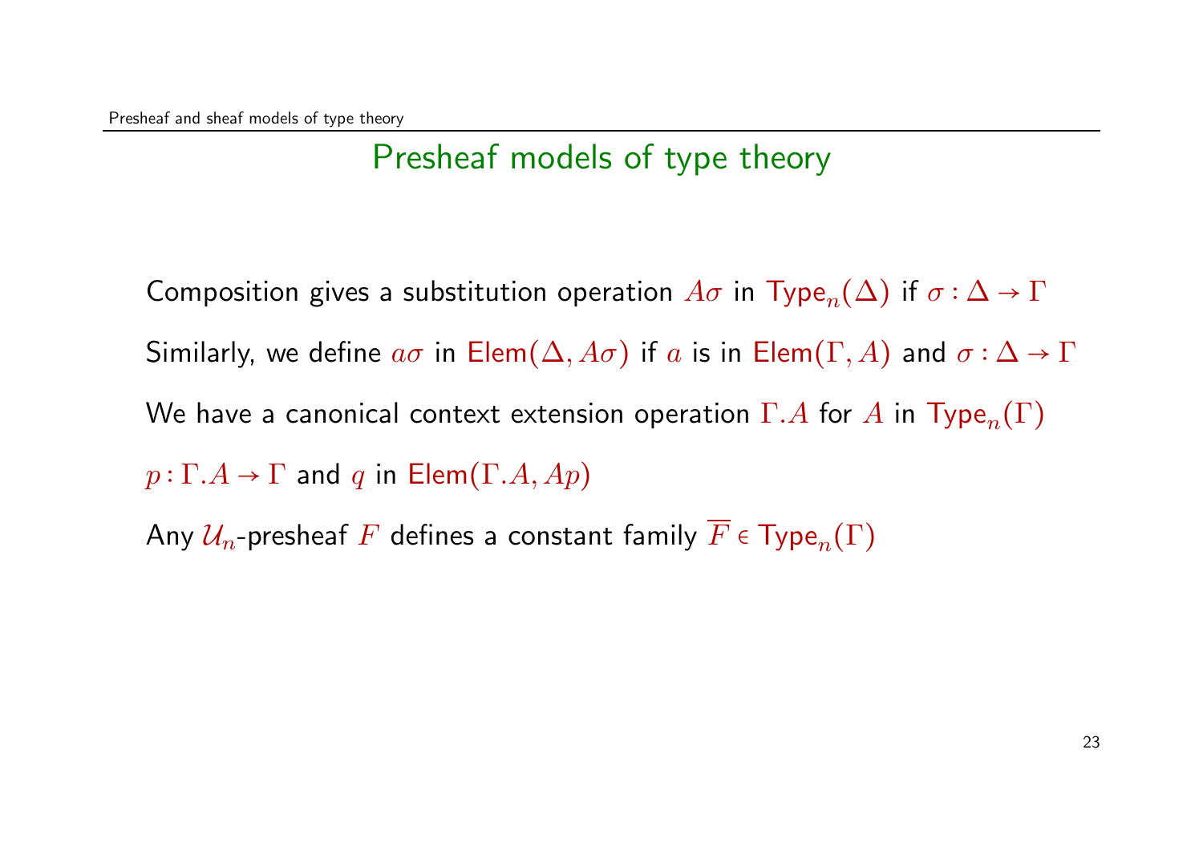## Presheaf models of type theory

Composition gives a substitution operation $A\sigma$ in $\mathsf{Type}_n(\Delta)$ if $\sigma : \Delta \to \Gamma$

Similarly, we define $a\sigma$ in $\mathsf{Elem}(\Delta, A\sigma)$ if $a$ is in $\mathsf{Elem}(\Gamma, A)$ and $\sigma : \Delta \to \Gamma$

We have a canonical context extension operation $\Gamma.A$ for $A$ in $\mathsf{Type}_n(\Gamma)$

$p : \Gamma.A \to \Gamma$ and $q$ in $\mathsf{Elem}(\Gamma.A, Ap)$

Any $\mathcal{U}_n$-presheaf $F$ defines a constant family $\overline{F} \in \mathsf{Type}_n(\Gamma)$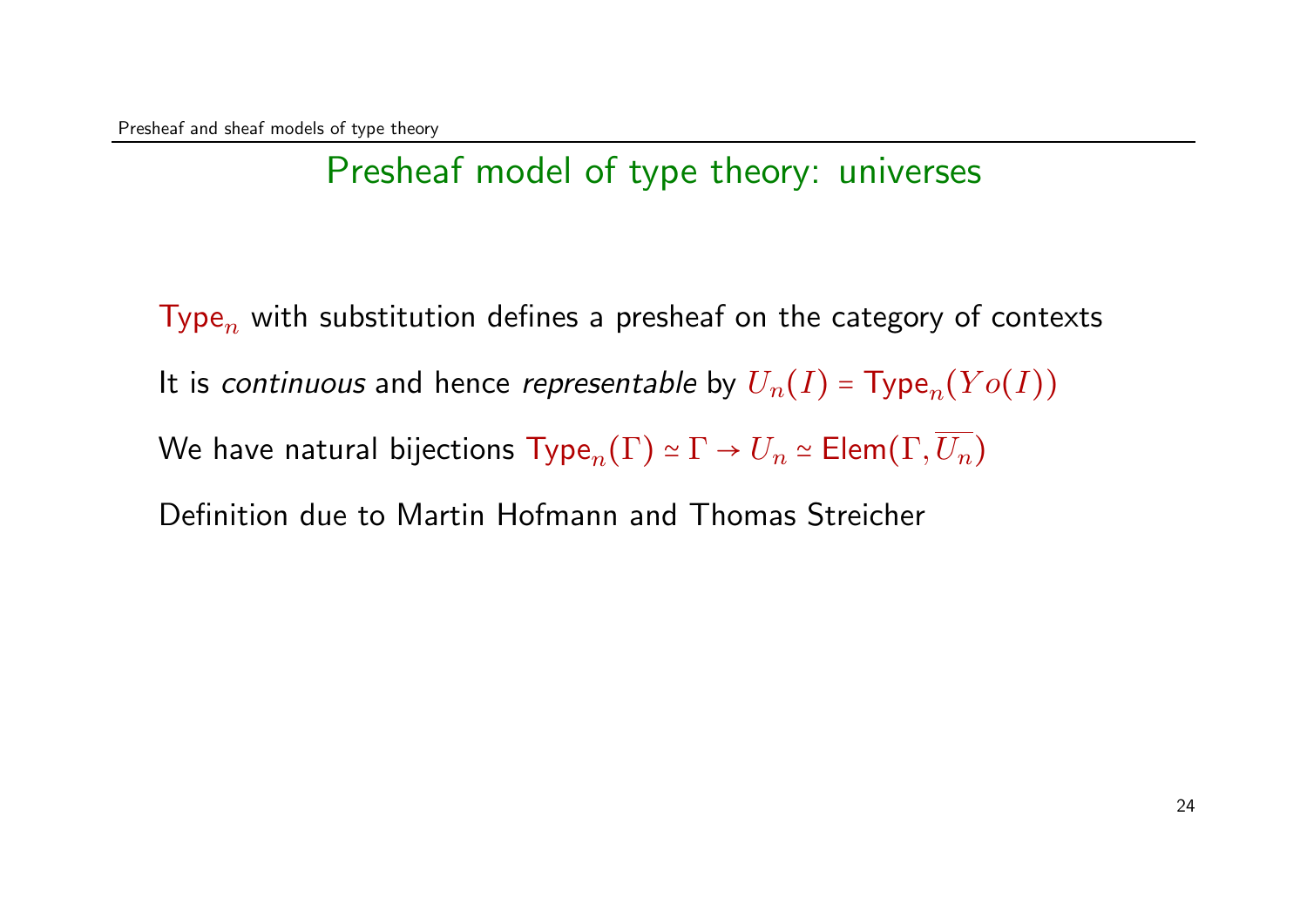## Presheaf model of type theory: universes

$\mathsf{Type}_n$ with substitution defines a presheaf on the category of contexts

It is *continuous* and hence *representable* by $U_n(I) = \mathsf{Type}_n(Yo(I))$

We have natural bijections $\mathsf{Type}_n(\Gamma) \simeq \Gamma \to U_n \simeq \mathsf{Elem}(\Gamma, \overline{U_n})$

Definition due to Martin Hofmann and Thomas Streicher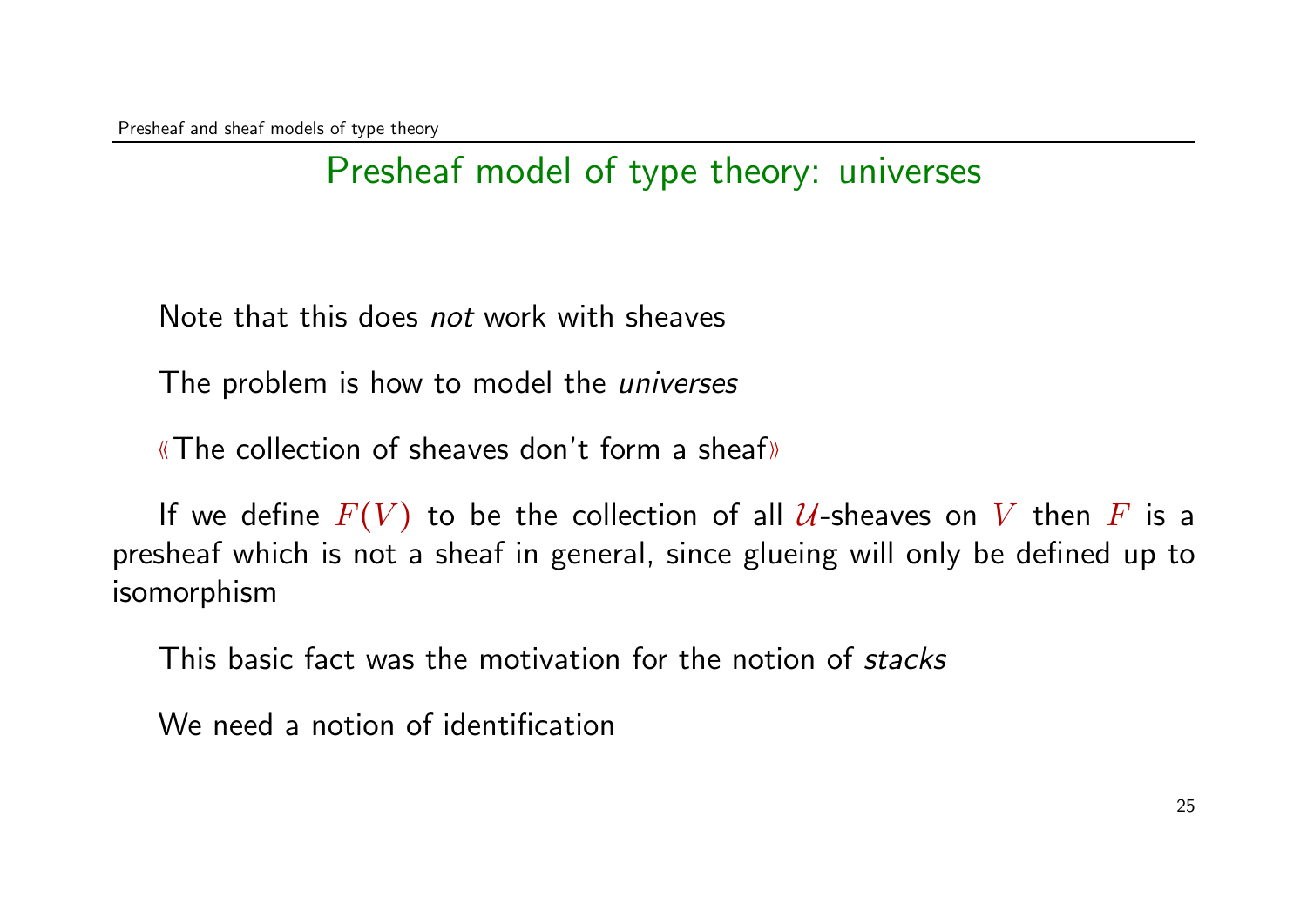## Presheaf model of type theory: universes

Note that this does *not* work with sheaves

The problem is how to model the *universes*

« The collection of sheaves don't form a sheaf »

If we define $F(V)$ to be the collection of all $\mathcal{U}$-sheaves on $V$ then $F$ is a presheaf which is not a sheaf in general, since glueing will only be defined up to isomorphism

This basic fact was the motivation for the notion of *stacks*

We need a notion of identification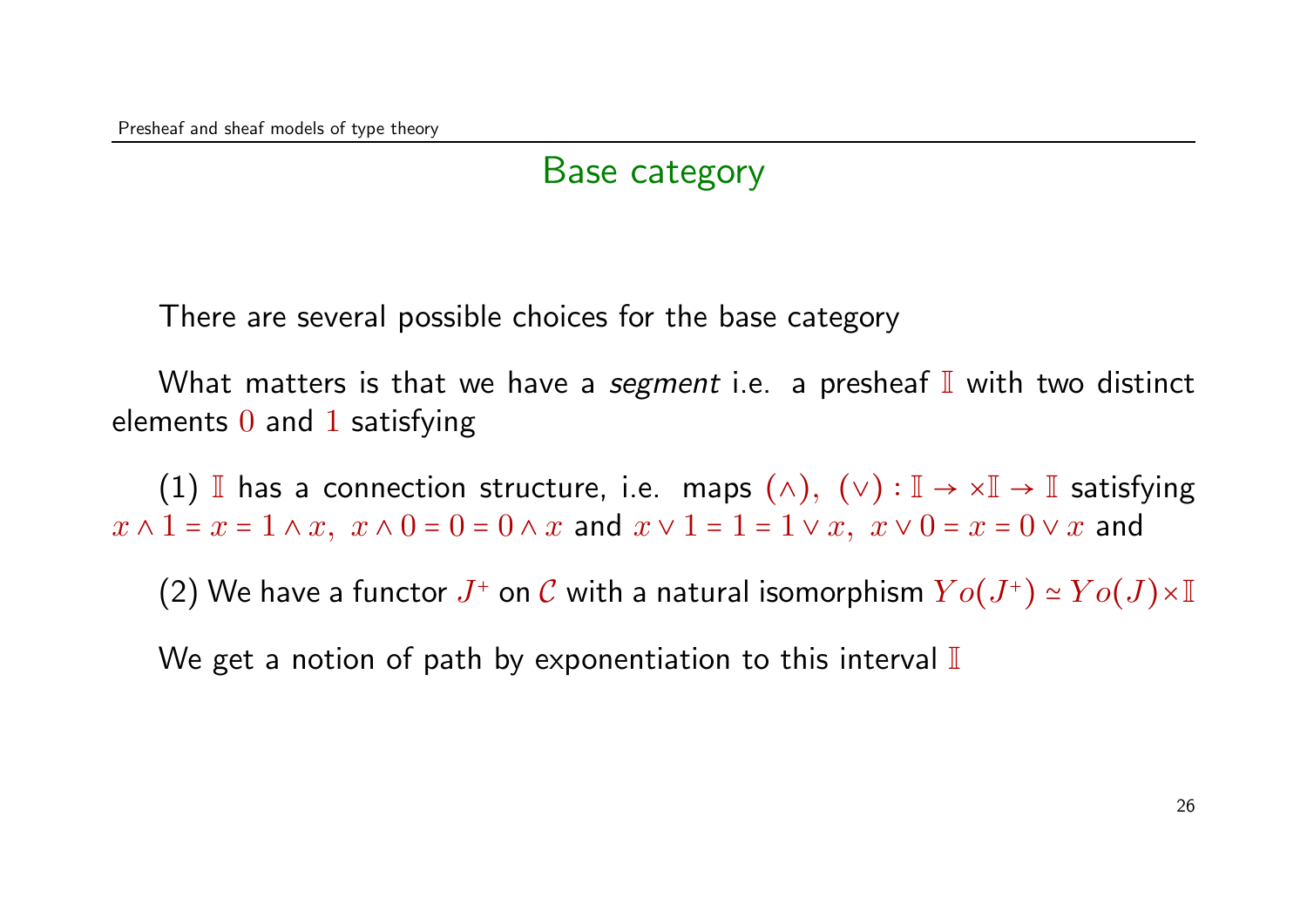## Base category

There are several possible choices for the base category

What matters is that we have a *segment* i.e. a presheaf $\mathbb{I}$ with two distinct elements $0$ and $1$ satisfying

(1) $\mathbb{I}$ has a connection structure, i.e. maps $(\wedge),\ (\vee) : \mathbb{I} \rightarrow \times \mathbb{I} \rightarrow \mathbb{I}$ satisfying $x \wedge 1 = x = 1 \wedge x,\ x \wedge 0 = 0 = 0 \wedge x$ and $x \vee 1 = 1 = 1 \vee x,\ x \vee 0 = x = 0 \vee x$ and

(2) We have a functor $J^+$ on $\mathcal{C}$ with a natural isomorphism $Yo(J^+) \simeq Yo(J) \times \mathbb{I}$

We get a notion of path by exponentiation to this interval $\mathbb{I}$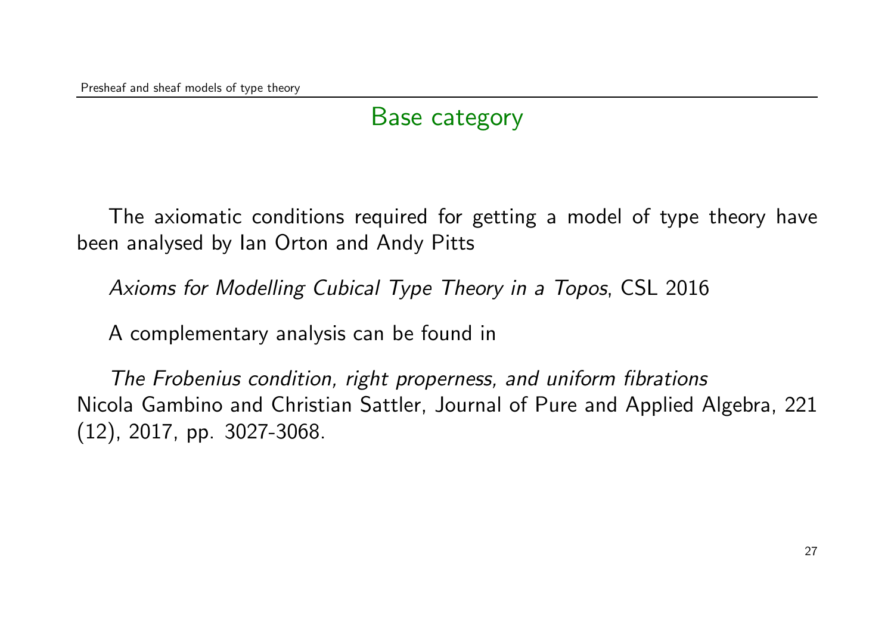## Base category

The axiomatic conditions required for getting a model of type theory have been analysed by Ian Orton and Andy Pitts

*Axioms for Modelling Cubical Type Theory in a Topos*, CSL 2016

A complementary analysis can be found in

*The Frobenius condition, right properness, and uniform fibrations* Nicola Gambino and Christian Sattler, Journal of Pure and Applied Algebra, 221 (12), 2017, pp. 3027-3068.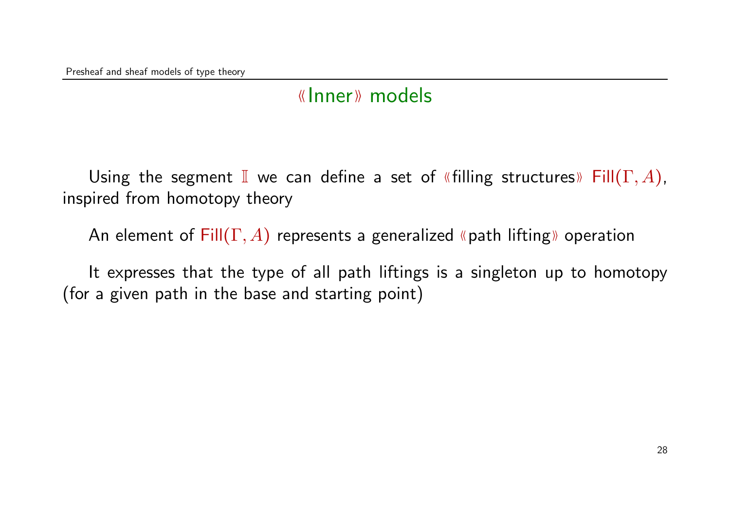## «Inner» models

Using the segment $\mathbb{I}$ we can define a set of «filling structures» $\mathsf{Fill}(\Gamma, A)$, inspired from homotopy theory

An element of $\mathsf{Fill}(\Gamma, A)$ represents a generalized «path lifting» operation

It expresses that the type of all path liftings is a singleton up to homotopy (for a given path in the base and starting point)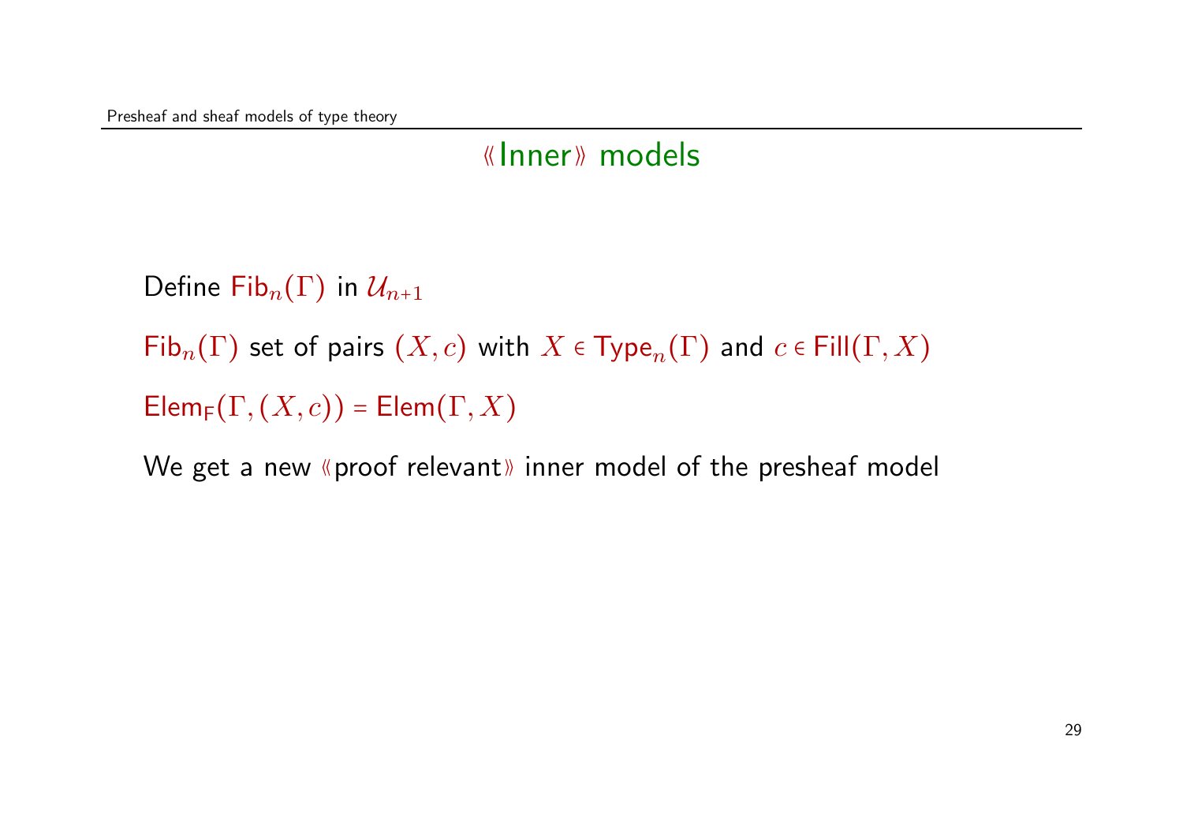## «Inner» models

Define $\mathsf{Fib}_n(\Gamma)$ in $\mathcal{U}_{n+1}$

$\mathsf{Fib}_n(\Gamma)$ set of pairs $(X, c)$ with $X \in \mathsf{Type}_n(\Gamma)$ and $c \in \mathsf{Fill}(\Gamma, X)$

$\mathsf{Elem}_\mathsf{F}(\Gamma, (X, c)) = \mathsf{Elem}(\Gamma, X)$

We get a new «proof relevant» inner model of the presheaf model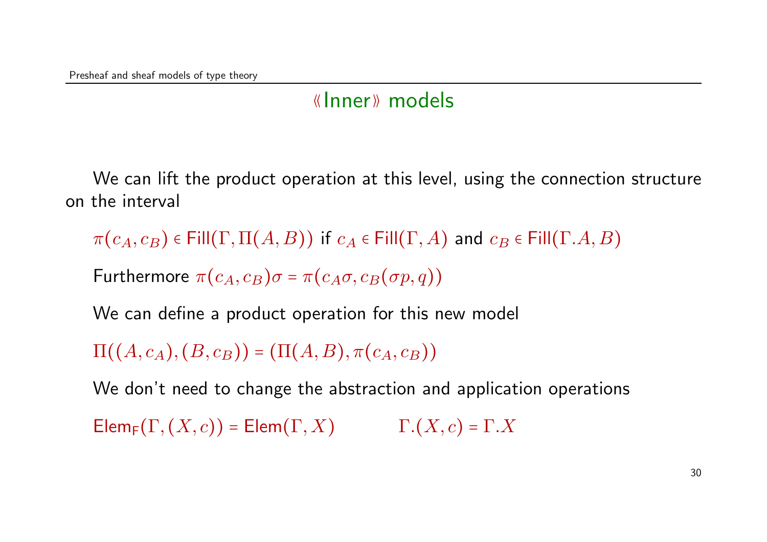# «Inner» models

We can lift the product operation at this level, using the connection structure on the interval

$\pi(c_A, c_B) \in \mathsf{Fill}(\Gamma, \Pi(A, B))$ if $c_A \in \mathsf{Fill}(\Gamma, A)$ and $c_B \in \mathsf{Fill}(\Gamma.A, B)$

Furthermore $\pi(c_A, c_B)\sigma = \pi(c_A\sigma, c_B(\sigma p, q))$

We can define a product operation for this new model

$\Pi((A, c_A), (B, c_B)) = (\Pi(A, B), \pi(c_A, c_B))$

We don't need to change the abstraction and application operations

$\mathsf{Elem}_{\mathsf{F}}(\Gamma, (X, c)) = \mathsf{Elem}(\Gamma, X)$ $\qquad$ $\Gamma.(X, c) = \Gamma.X$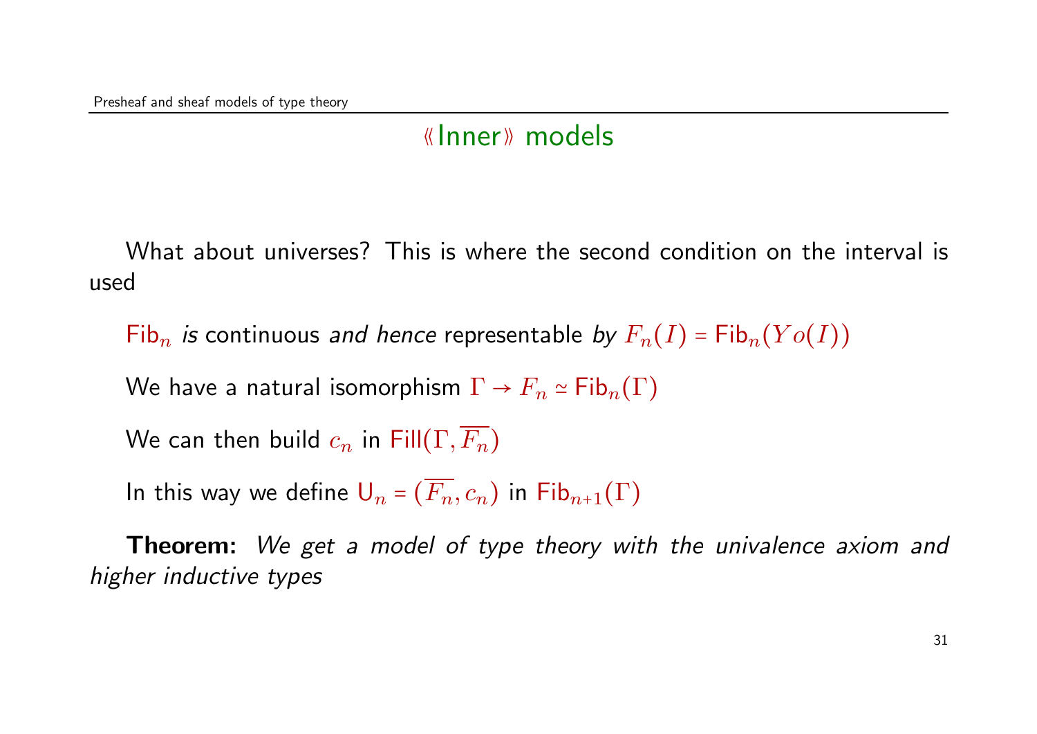## «Inner» models

What about universes? This is where the second condition on the interval is used

$\mathsf{Fib}_n$ *is* continuous *and hence* representable *by* $F_n(I) = \mathsf{Fib}_n(Yo(I))$

We have a natural isomorphism $\Gamma \to F_n \simeq \mathsf{Fib}_n(\Gamma)$

We can then build $c_n$ in $\mathsf{Fill}(\Gamma, \overline{F_n})$

In this way we define $\mathsf{U}_n = (\overline{F_n}, c_n)$ in $\mathsf{Fib}_{n+1}(\Gamma)$

**Theorem:** *We get a model of type theory with the univalence axiom and higher inductive types*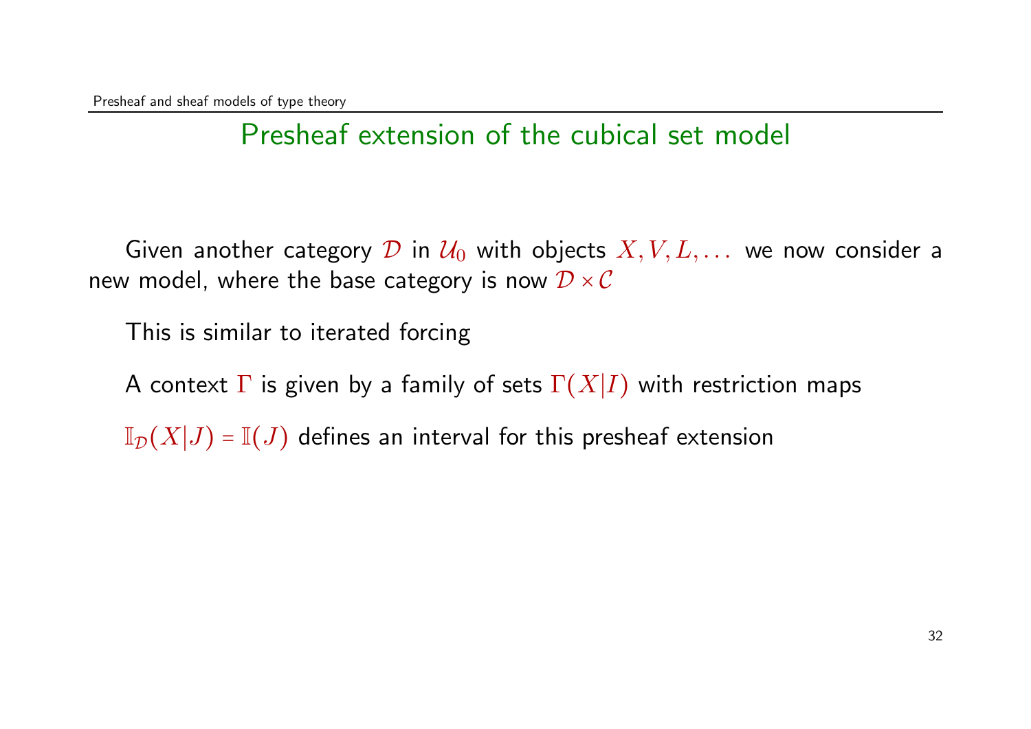## Presheaf extension of the cubical set model

Given another category $\mathcal{D}$ in $\mathcal{U}_0$ with objects $X, V, L, \dots$ we now consider a new model, where the base category is now $\mathcal{D} \times \mathcal{C}$

This is similar to iterated forcing

A context $\Gamma$ is given by a family of sets $\Gamma(X|I)$ with restriction maps

$\mathbb{I}_{\mathcal{D}}(X|J) = \mathbb{I}(J)$ defines an interval for this presheaf extension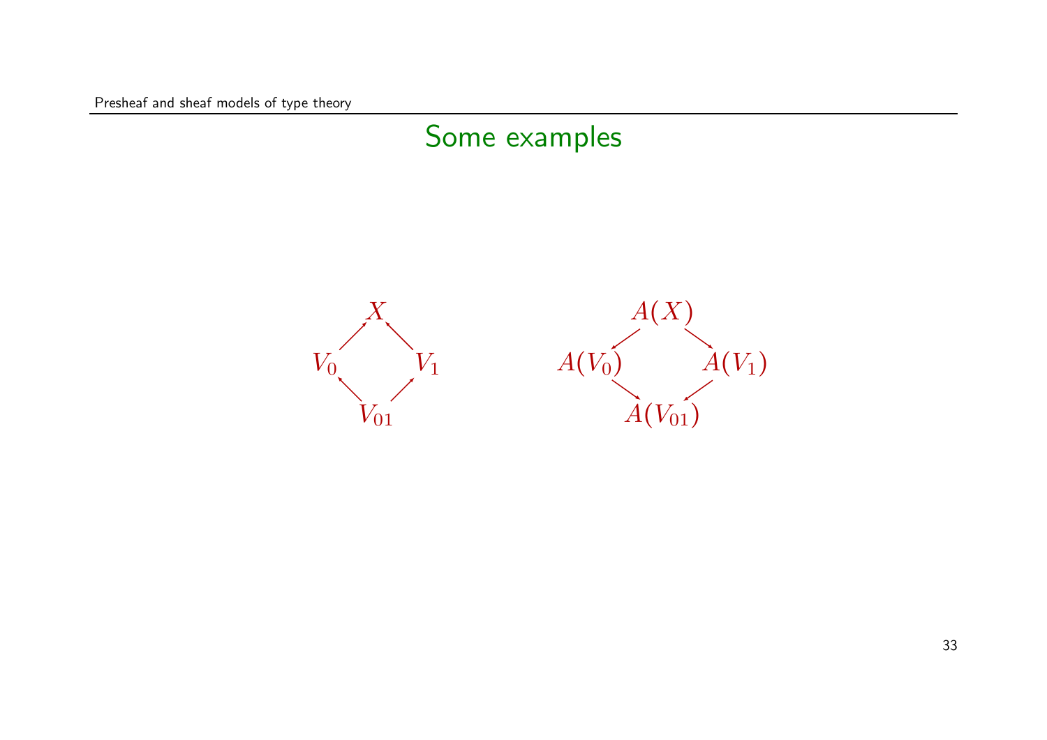# Some examples

$$
\begin{array}{ccc}
 & X & \\
V_0 \nearrow & & \nwarrow V_1 \\
 & V_{01} & 
\end{array}
\qquad\qquad
\begin{array}{ccc}
 & A(X) & \\
A(V_0) \swarrow & & \searrow A(V_1) \\
 & A(V_{01}) & 
\end{array}
$$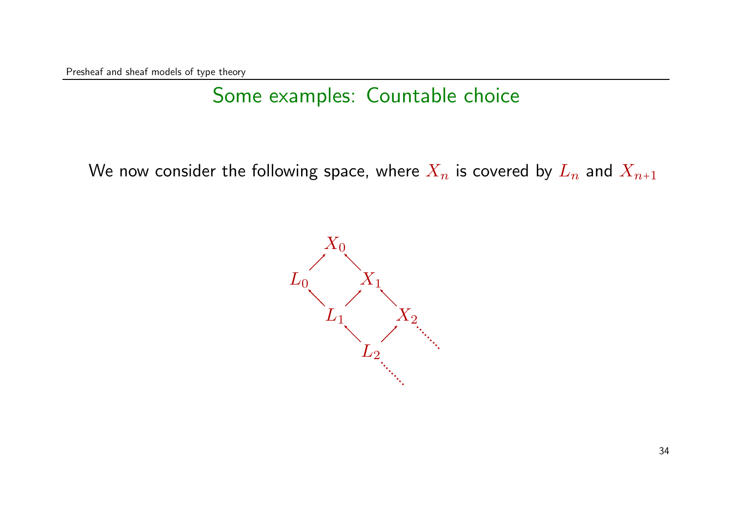# Some examples: Countable choice

We now consider the following space, where $X_n$ is covered by $L_n$ and $X_{n+1}$

$$
\begin{array}{ccccc}
 & & X_0 & & \\
 & \nearrow & & \nwarrow & \\
L_0 & & & & X_1 \\
 & \nwarrow & & \nearrow & & \nwarrow \\
 & & L_1 & & & & X_2 \\
 & & & \nwarrow & & \nearrow & & \ddots \\
 & & & & L_2 & & & \\
 & & & & & \ddots & &
\end{array}
$$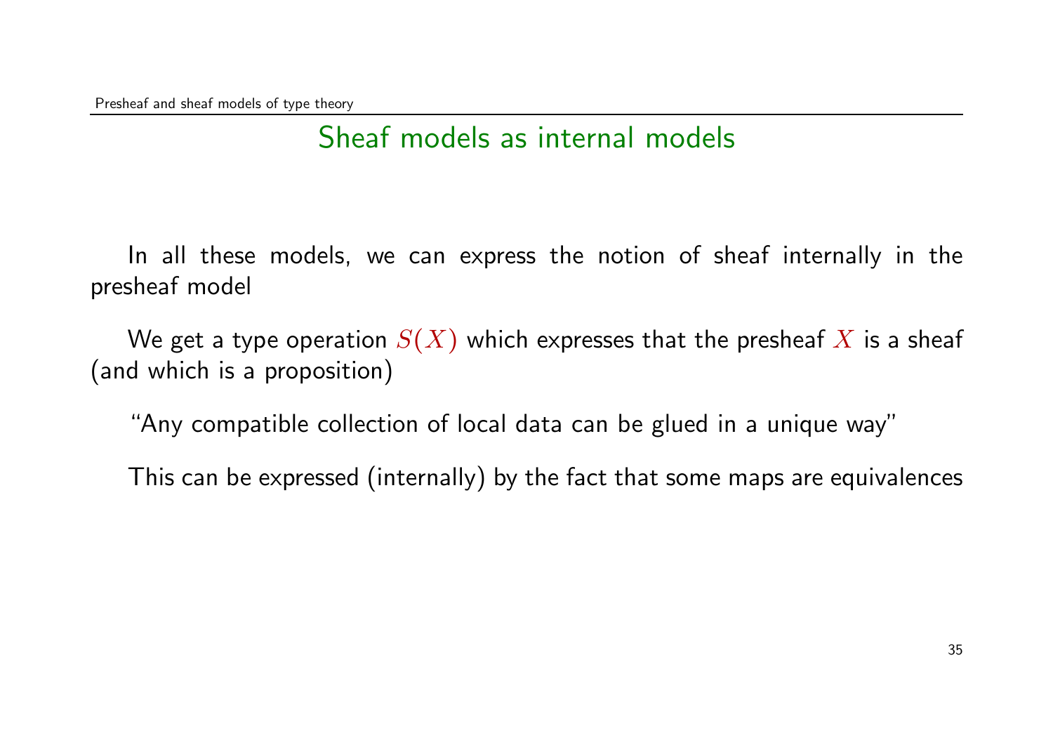## Sheaf models as internal models

In all these models, we can express the notion of sheaf internally in the presheaf model

We get a type operation $S(X)$ which expresses that the presheaf $X$ is a sheaf (and which is a proposition)

"Any compatible collection of local data can be glued in a unique way"

This can be expressed (internally) by the fact that some maps are equivalences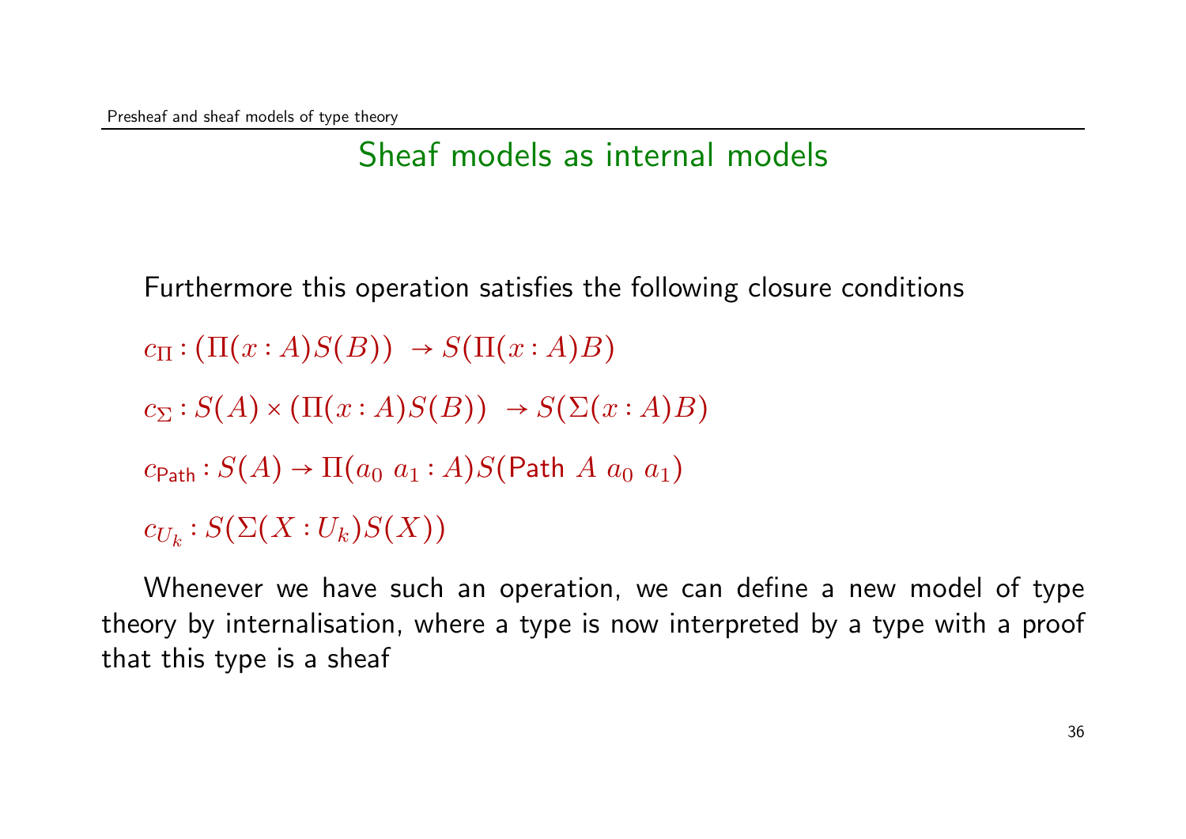## Sheaf models as internal models

Furthermore this operation satisfies the following closure conditions

$c_\Pi : (\Pi(x : A) S(B)) \; \rightarrow S(\Pi(x : A) B)$

$c_\Sigma : S(A) \times (\Pi(x : A) S(B)) \; \rightarrow S(\Sigma(x : A) B)$

$c_{\mathsf{Path}} : S(A) \rightarrow \Pi(a_0 \; a_1 : A) S(\mathsf{Path} \; A \; a_0 \; a_1)$

$c_{U_k} : S(\Sigma(X : U_k) S(X))$

Whenever we have such an operation, we can define a new model of type theory by internalisation, where a type is now interpreted by a type with a proof that this type is a sheaf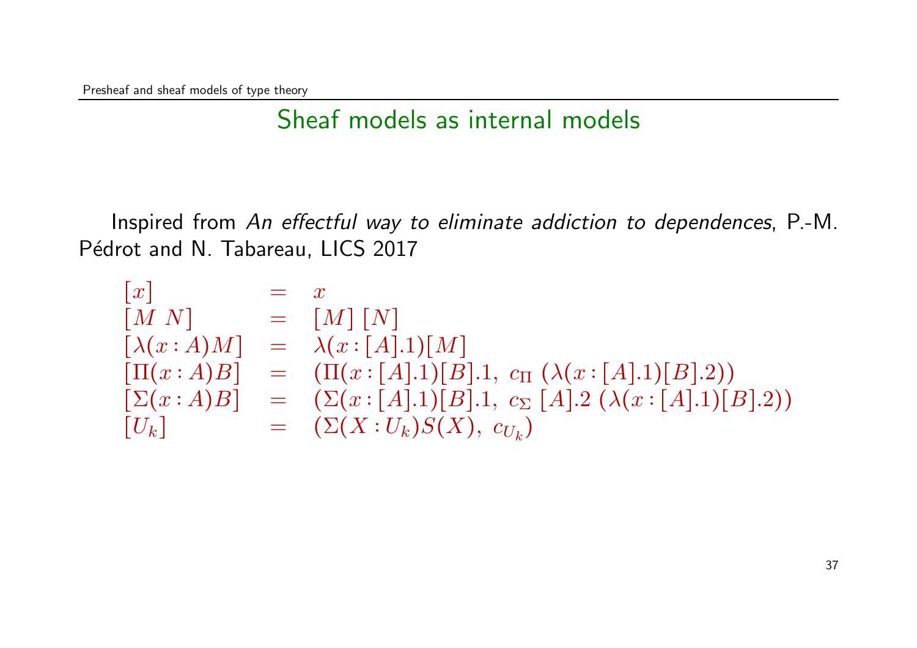# Sheaf models as internal models

Inspired from *An effectful way to eliminate addiction to dependences*, P.-M. Pédrot and N. Tabareau, LICS 2017

$$
\begin{array}{lcl}
[x] & = & x \\
[M\ N] & = & [M]\ [N] \\
[\lambda(x:A)M] & = & \lambda(x:[A].1)[M] \\
[\Pi(x:A)B] & = & (\Pi(x:[A].1)[B].1,\ c_\Pi\ (\lambda(x:[A].1)[B].2)) \\
[\Sigma(x:A)B] & = & (\Sigma(x:[A].1)[B].1,\ c_\Sigma\ [A].2\ (\lambda(x:[A].1)[B].2)) \\
[U_k] & = & (\Sigma(X:U_k)S(X),\ c_{U_k})
\end{array}
$$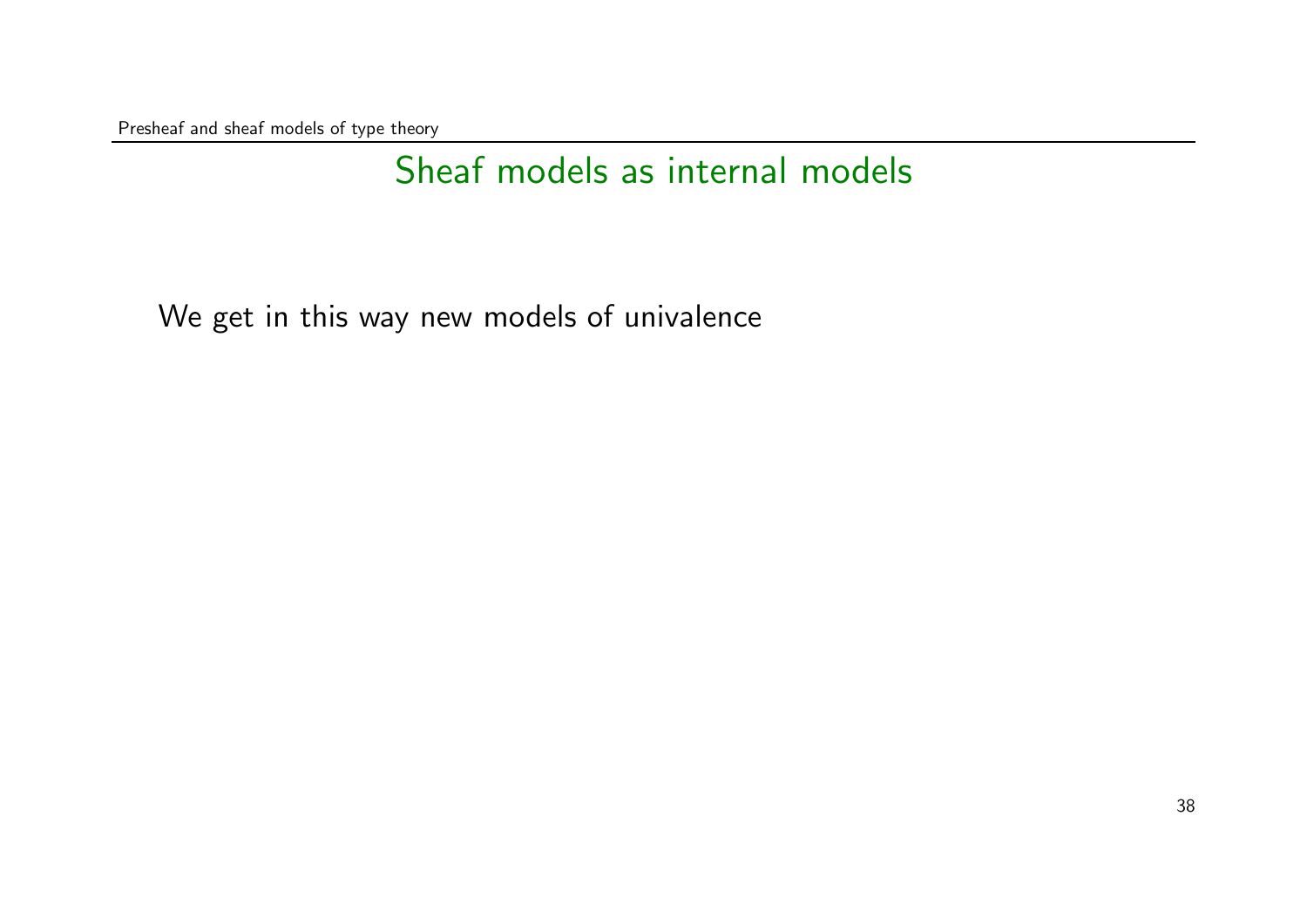## Sheaf models as internal models

We get in this way new models of univalence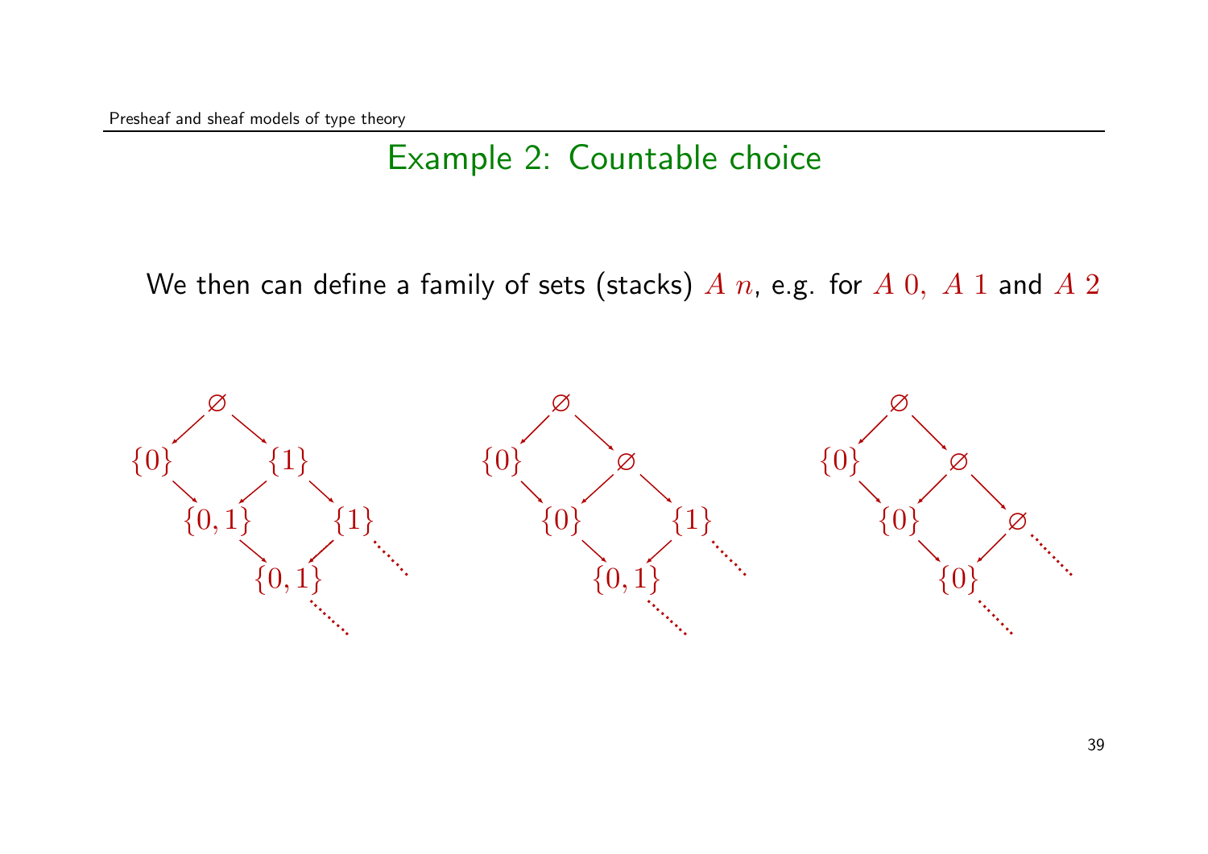# Example 2: Countable choice

We then can define a family of sets (stacks) $A\ n$, e.g. for $A\ 0,\ A\ 1$ and $A\ 2$

$$
\begin{array}{ccccccc}
 & & \emptyset & & & & \\
 & \swarrow & & \searrow & & & \\
\{0\} & & & & \{1\} & & \\
 & \searrow & & \swarrow & & \searrow & \\
 & & \{0,1\} & & & & \{1\} \\
 & & & \searrow & & \swarrow & \ddots \\
 & & & & \{0,1\} & & \\
 & & & & & \ddots &
\end{array}
$$

$$
\begin{array}{ccccccc}
 & & \emptyset & & & & \\
 & \swarrow & & \searrow & & & \\
\{0\} & & & & \emptyset & & \\
 & \searrow & & \swarrow & & \searrow & \\
 & & \{0\} & & & & \{1\} \\
 & & & \searrow & & \swarrow & \ddots \\
 & & & & \{0,1\} & & \\
 & & & & & \ddots &
\end{array}
$$

$$
\begin{array}{ccccccc}
 & & \emptyset & & & & \\
 & \swarrow & & \searrow & & & \\
\{0\} & & & & \emptyset & & \\
 & \searrow & & \swarrow & & \searrow & \\
 & & \{0\} & & & & \emptyset \\
 & & & \searrow & & \swarrow & \ddots \\
 & & & & \{0\} & & \\
 & & & & & \ddots &
\end{array}
$$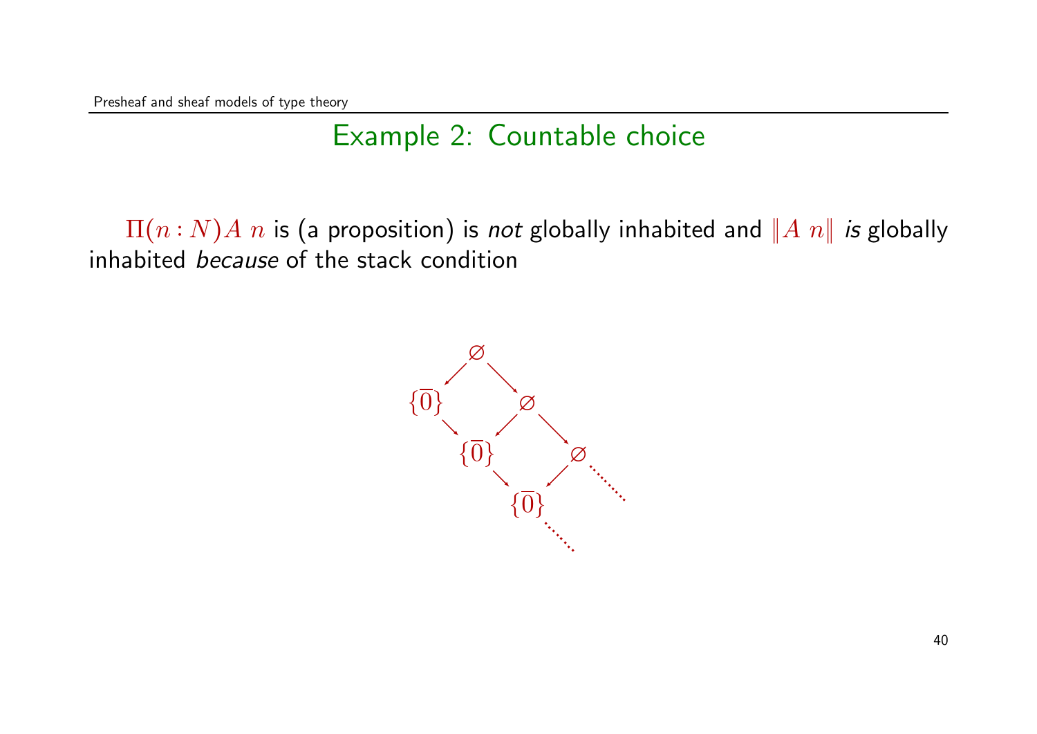## Example 2: Countable choice

$\Pi(n:N)A\ n$ is (a proposition) is *not* globally inhabited and $\|A\ n\|$ *is* globally inhabited *because* of the stack condition

$$
\begin{array}{ccccc}
 & \emptyset & & & \\
\{\overline{0}\} & & \emptyset & & \\
 & \{\overline{0}\} & & \emptyset & \\
 & & \{\overline{0}\} & & \cdots \\
 & & & \cdots &
\end{array}
$$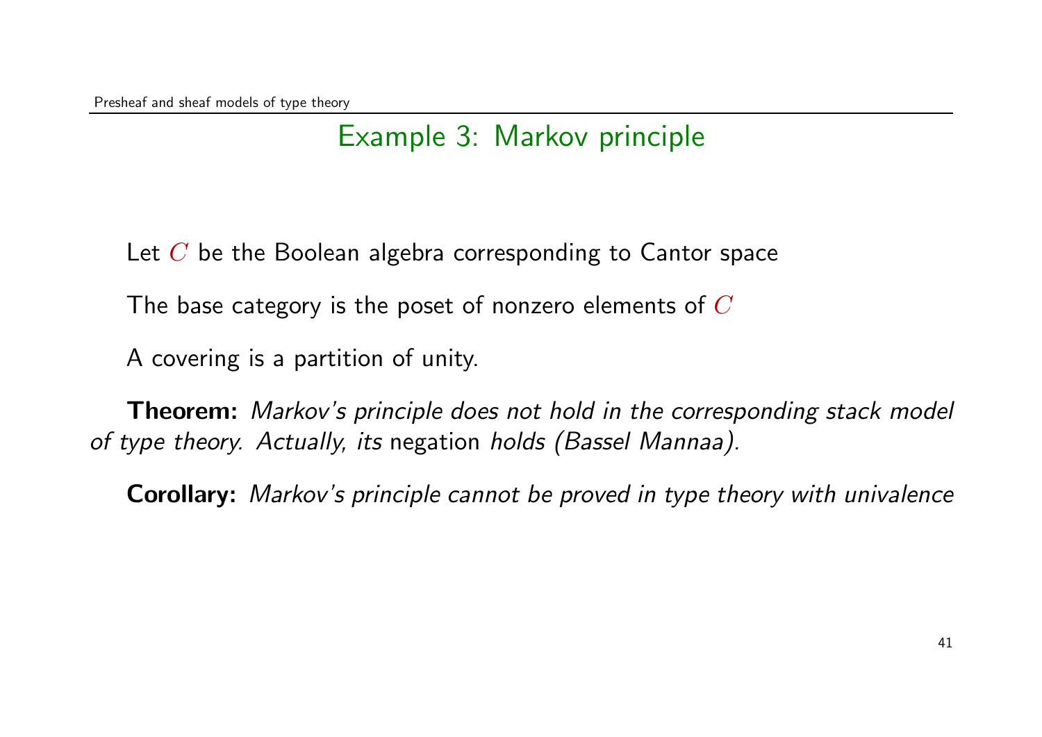## Example 3: Markov principle

Let $C$ be the Boolean algebra corresponding to Cantor space

The base category is the poset of nonzero elements of $C$

A covering is a partition of unity.

**Theorem:** *Markov's principle does not hold in the corresponding stack model of type theory. Actually, its* negation *holds (Bassel Mannaa).*

**Corollary:** *Markov's principle cannot be proved in type theory with univalence*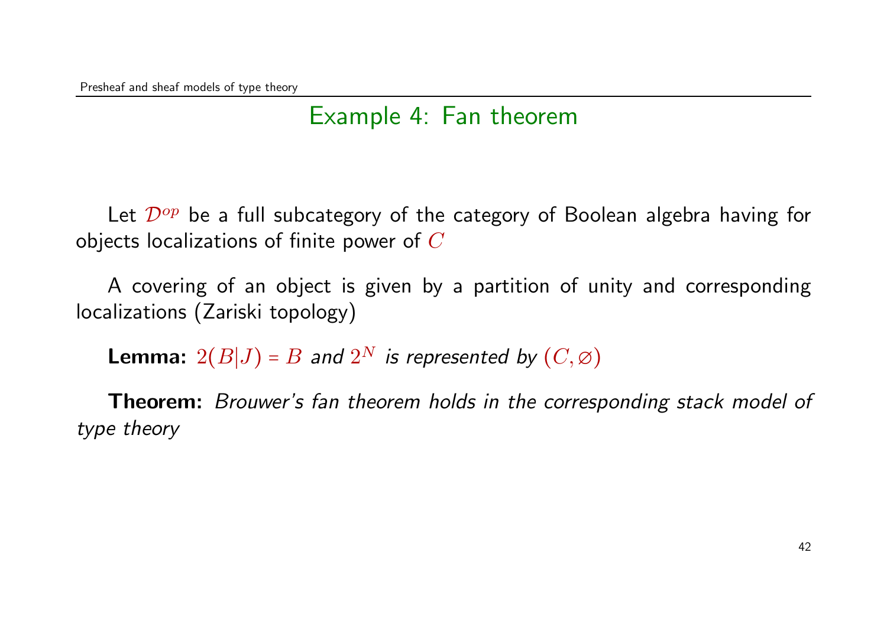## Example 4: Fan theorem

Let $\mathcal{D}^{op}$ be a full subcategory of the category of Boolean algebra having for objects localizations of finite power of $C$

A covering of an object is given by a partition of unity and corresponding localizations (Zariski topology)

**Lemma:** $2(B|J) = B$ *and* $2^N$ *is represented by* $(C, \varnothing)$

**Theorem:** *Brouwer's fan theorem holds in the corresponding stack model of type theory*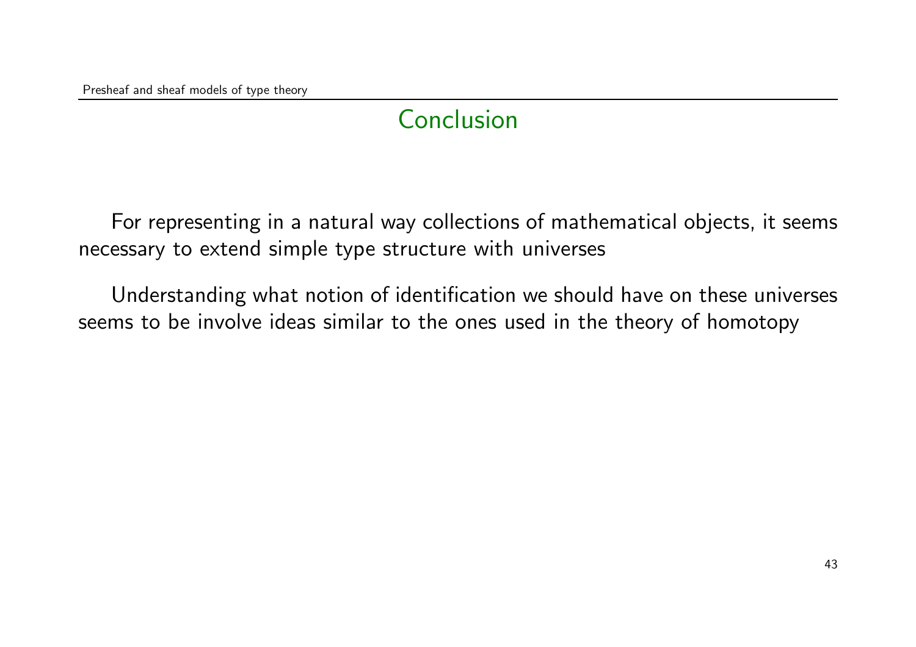## Conclusion

For representing in a natural way collections of mathematical objects, it seems necessary to extend simple type structure with universes

Understanding what notion of identification we should have on these universes seems to be involve ideas similar to the ones used in the theory of homotopy